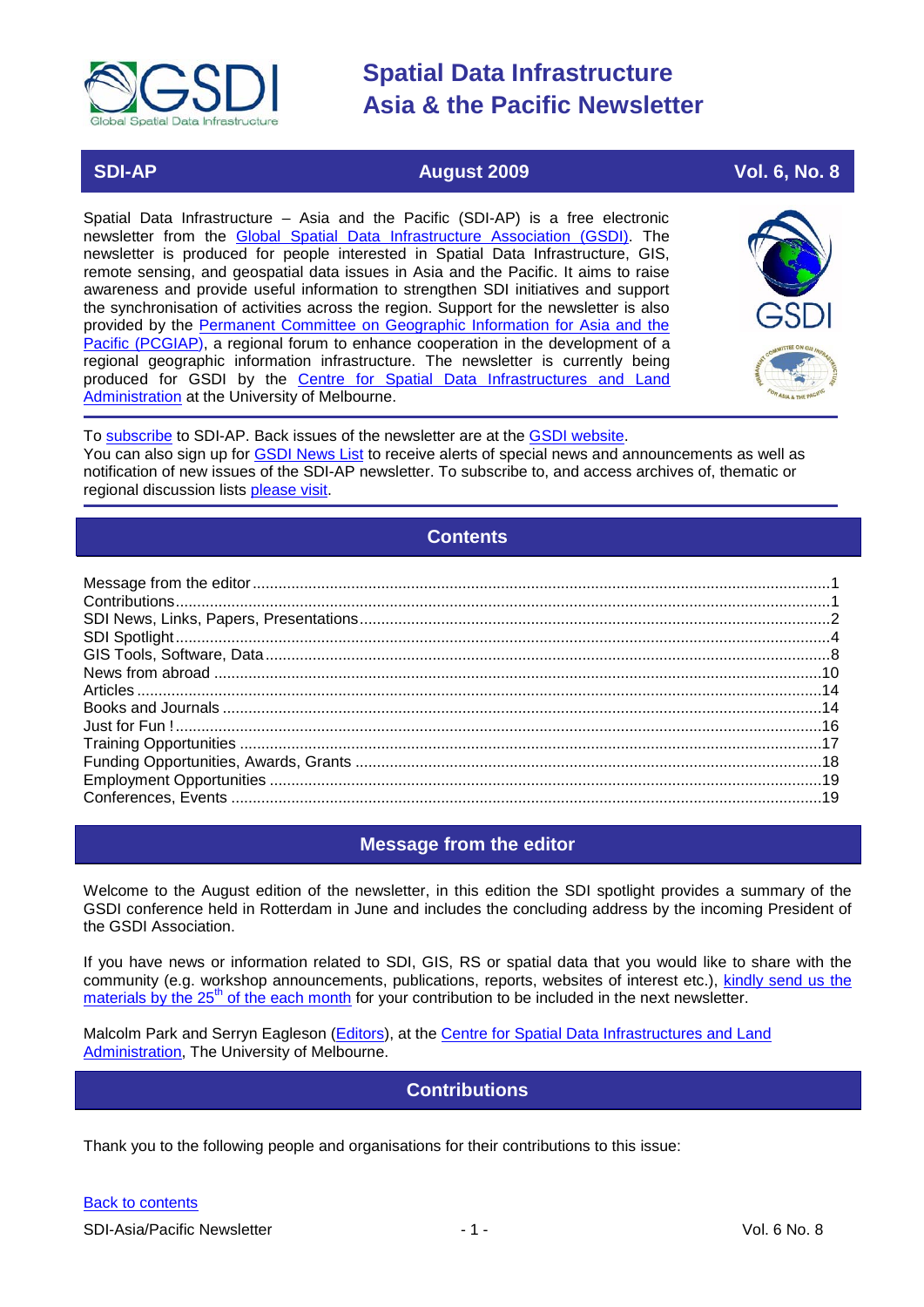# Spatial Data Infrastructure Asia & the Pacific Newsletter

**SDI-AP** | **August 2009** | **Vol. 6, No. 8**

Spatial Data Infrastructure – Asia and the Pacific (SDI-AP) is a free electronic newsletter from the Global Spatial Data Infrastructure Association (GSDI). The newsletter is produced for people interested in Spatial Data Infrastructure, GIS, remote sensing, and geospatial data issues in Asia and the Pacific. It aims to raise awareness and provide useful information to strengthen SDI initiatives and support the synchronisation of activities across the region. Support for the newsletter is also provided by the Permanent Committee on Geographic Information for Asia and the Pacific (PCGIAP), a regional forum to enhance cooperation in the development of a regional geographic information infrastructure. The newsletter is currently being produced for GSDI by the Centre for Spatial Data Infrastructures and Land Administration at the University of Melbourne.

To subscribe to SDI-AP. Back issues of the newsletter are at the GSDI website.
You can also sign up for GSDI News List to receive alerts of special news and announcements as well as notification of new issues of the SDI-AP newsletter. To subscribe to, and access archives of, thematic or regional discussion lists please visit.

## Contents

- Message from the editor ....1
- Contributions ....1
- SDI News, Links, Papers, Presentations ....2
- SDI Spotlight ....4
- GIS Tools, Software, Data ....8
- News from abroad ....10
- Articles ....14
- Books and Journals ....14
- Just for Fun ! ....16
- Training Opportunities ....17
- Funding Opportunities, Awards, Grants ....18
- Employment Opportunities ....19
- Conferences, Events ....19

## Message from the editor

Welcome to the August edition of the newsletter, in this edition the SDI spotlight provides a summary of the GSDI conference held in Rotterdam in June and includes the concluding address by the incoming President of the GSDI Association.

If you have news or information related to SDI, GIS, RS or spatial data that you would like to share with the community (e.g. workshop announcements, publications, reports, websites of interest etc.), kindly send us the materials by the 25th of the each month for your contribution to be included in the next newsletter.

Malcolm Park and Serryn Eagleson (Editors), at the Centre for Spatial Data Infrastructures and Land Administration, The University of Melbourne.

## Contributions

Thank you to the following people and organisations for their contributions to this issue:

Back to contents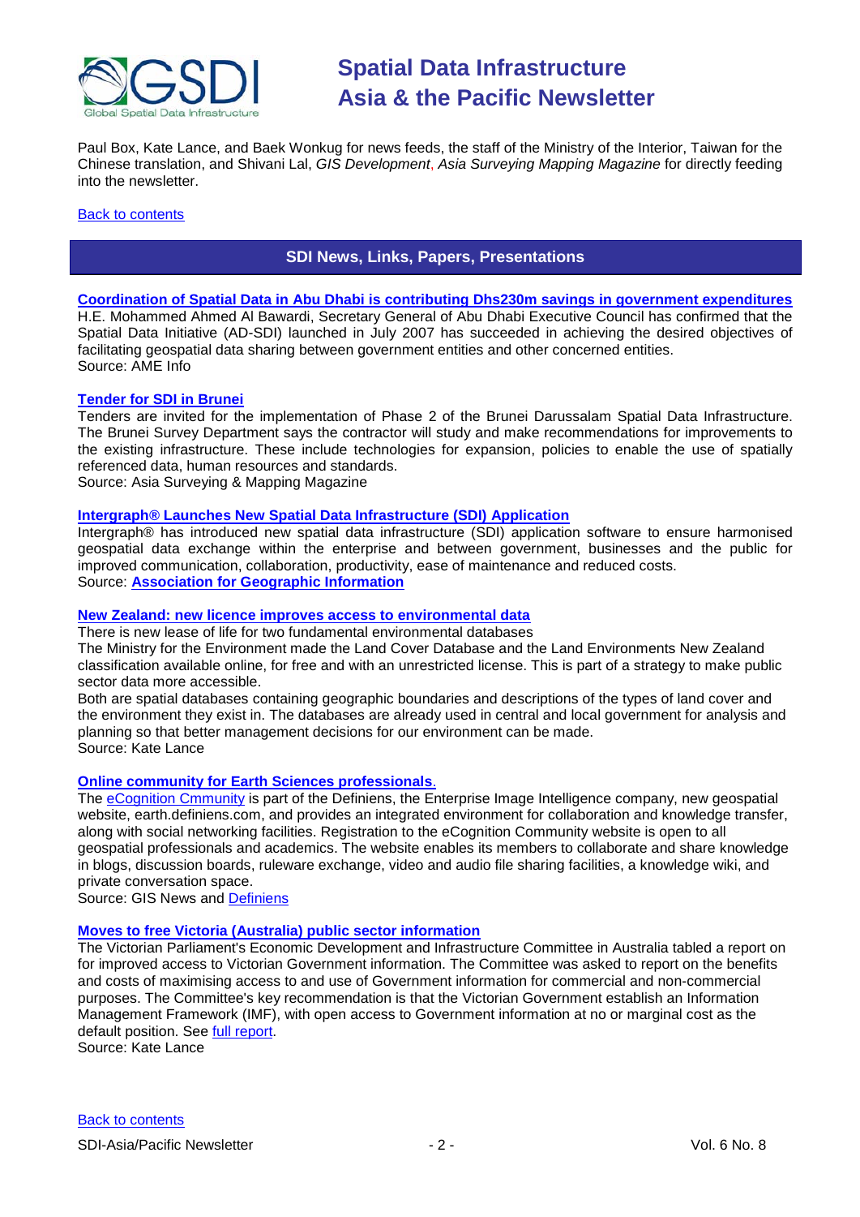Paul Box, Kate Lance, and Baek Wonkug for news feeds, the staff of the Ministry of the Interior, Taiwan for the Chinese translation, and Shivani Lal, *GIS Development*, *Asia Surveying Mapping Magazine* for directly feeding into the newsletter.

Back to contents

## SDI News, Links, Papers, Presentations

**Coordination of Spatial Data in Abu Dhabi is contributing Dhs230m savings in government expenditures**

H.E. Mohammed Ahmed Al Bawardi, Secretary General of Abu Dhabi Executive Council has confirmed that the Spatial Data Initiative (AD-SDI) launched in July 2007 has succeeded in achieving the desired objectives of facilitating geospatial data sharing between government entities and other concerned entities.
Source: AME Info

**Tender for SDI in Brunei**

Tenders are invited for the implementation of Phase 2 of the Brunei Darussalam Spatial Data Infrastructure. The Brunei Survey Department says the contractor will study and make recommendations for improvements to the existing infrastructure. These include technologies for expansion, policies to enable the use of spatially referenced data, human resources and standards.
Source: Asia Surveying & Mapping Magazine

**Intergraph® Launches New Spatial Data Infrastructure (SDI) Application**

Intergraph® has introduced new spatial data infrastructure (SDI) application software to ensure harmonised geospatial data exchange within the enterprise and between government, businesses and the public for improved communication, collaboration, productivity, ease of maintenance and reduced costs.
Source: **Association for Geographic Information**

**New Zealand: new licence improves access to environmental data**

There is new lease of life for two fundamental environmental databases
The Ministry for the Environment made the Land Cover Database and the Land Environments New Zealand classification available online, for free and with an unrestricted license. This is part of a strategy to make public sector data more accessible.
Both are spatial databases containing geographic boundaries and descriptions of the types of land cover and the environment they exist in. The databases are already used in central and local government for analysis and planning so that better management decisions for our environment can be made.
Source: Kate Lance

**Online community for Earth Sciences professionals.**

The eCognition Cmmunity is part of the Definiens, the Enterprise Image Intelligence company, new geospatial website, earth.definiens.com, and provides an integrated environment for collaboration and knowledge transfer, along with social networking facilities. Registration to the eCognition Community website is open to all geospatial professionals and academics. The website enables its members to collaborate and share knowledge in blogs, discussion boards, ruleware exchange, video and audio file sharing facilities, a knowledge wiki, and private conversation space.
Source: GIS News and Definiens

**Moves to free Victoria (Australia) public sector information**

The Victorian Parliament's Economic Development and Infrastructure Committee in Australia tabled a report on for improved access to Victorian Government information. The Committee was asked to report on the benefits and costs of maximising access to and use of Government information for commercial and non-commercial purposes. The Committee's key recommendation is that the Victorian Government establish an Information Management Framework (IMF), with open access to Government information at no or marginal cost as the default position. See full report.
Source: Kate Lance

Back to contents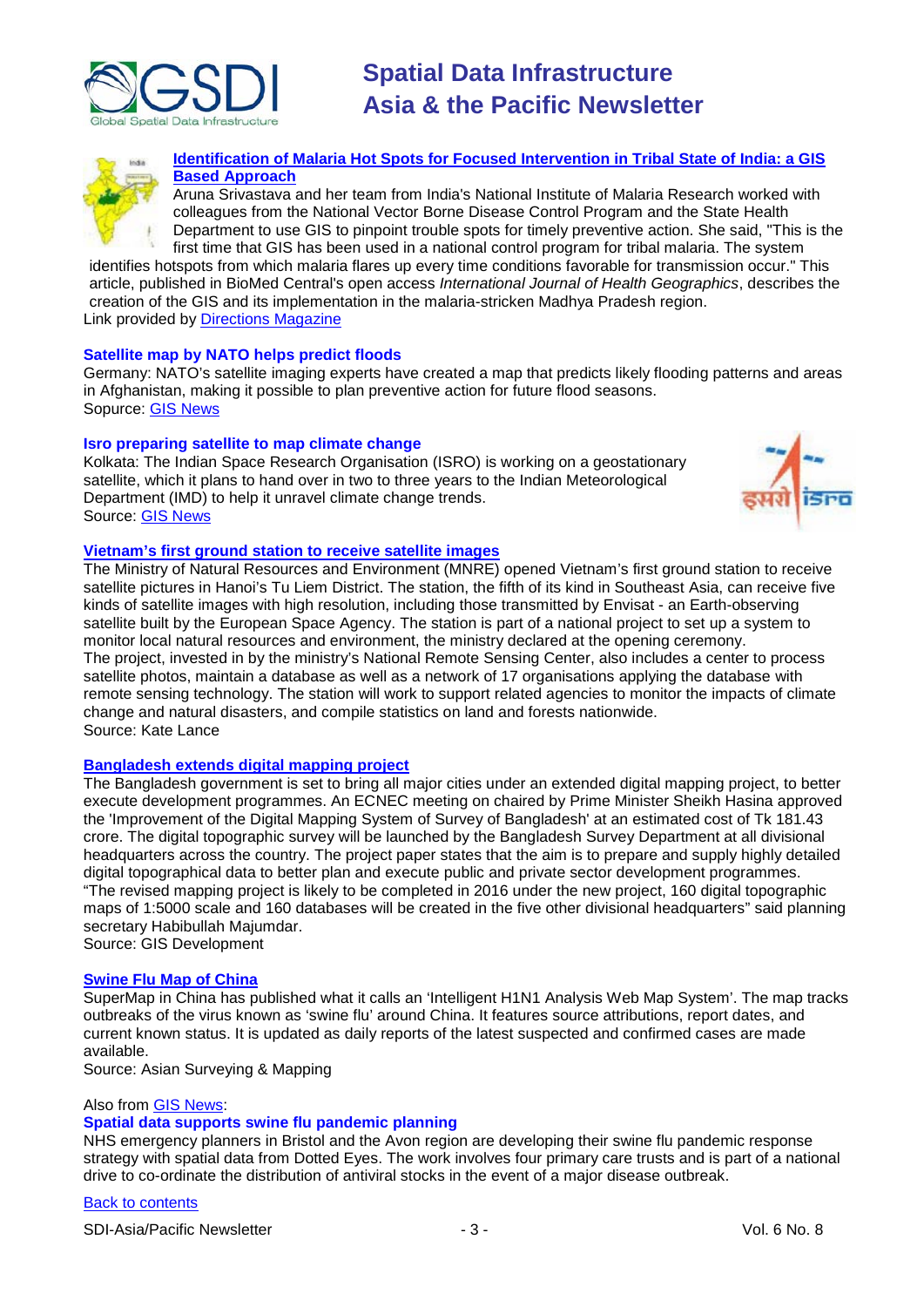### [Identification of Malaria Hot Spots for Focused Intervention in Tribal State of India: a GIS Based Approach]

Aruna Srivastava and her team from India's National Institute of Malaria Research worked with colleagues from the National Vector Borne Disease Control Program and the State Health Department to use GIS to pinpoint trouble spots for timely preventive action. She said, "This is the first time that GIS has been used in a national control program for tribal malaria. The system identifies hotspots from which malaria flares up every time conditions favorable for transmission occur." This article, published in BioMed Central's open access *International Journal of Health Geographics*, describes the creation of the GIS and its implementation in the malaria-stricken Madhya Pradesh region.
Link provided by Directions Magazine

### Satellite map by NATO helps predict floods

Germany: NATO's satellite imaging experts have created a map that predicts likely flooding patterns and areas in Afghanistan, making it possible to plan preventive action for future flood seasons.
Sopurce: GIS News

### Isro preparing satellite to map climate change

Kolkata: The Indian Space Research Organisation (ISRO) is working on a geostationary satellite, which it plans to hand over in two to three years to the Indian Meteorological Department (IMD) to help it unravel climate change trends.
Source: GIS News

### Vietnam's first ground station to receive satellite images

The Ministry of Natural Resources and Environment (MNRE) opened Vietnam's first ground station to receive satellite pictures in Hanoi's Tu Liem District. The station, the fifth of its kind in Southeast Asia, can receive five kinds of satellite images with high resolution, including those transmitted by Envisat - an Earth-observing satellite built by the European Space Agency. The station is part of a national project to set up a system to monitor local natural resources and environment, the ministry declared at the opening ceremony.
The project, invested in by the ministry's National Remote Sensing Center, also includes a center to process satellite photos, maintain a database as well as a network of 17 organisations applying the database with remote sensing technology. The station will work to support related agencies to monitor the impacts of climate change and natural disasters, and compile statistics on land and forests nationwide.
Source: Kate Lance

### Bangladesh extends digital mapping project

The Bangladesh government is set to bring all major cities under an extended digital mapping project, to better execute development programmes. An ECNEC meeting on chaired by Prime Minister Sheikh Hasina approved the 'Improvement of the Digital Mapping System of Survey of Bangladesh' at an estimated cost of Tk 181.43 crore. The digital topographic survey will be launched by the Bangladesh Survey Department at all divisional headquarters across the country. The project paper states that the aim is to prepare and supply highly detailed digital topographical data to better plan and execute public and private sector development programmes. "The revised mapping project is likely to be completed in 2016 under the new project, 160 digital topographic maps of 1:5000 scale and 160 databases will be created in the five other divisional headquarters" said planning secretary Habibullah Majumdar.
Source: GIS Development

### Swine Flu Map of China

SuperMap in China has published what it calls an 'Intelligent H1N1 Analysis Web Map System'. The map tracks outbreaks of the virus known as 'swine flu' around China. It features source attributions, report dates, and current known status. It is updated as daily reports of the latest suspected and confirmed cases are made available.
Source: Asian Surveying & Mapping

Also from GIS News:

### Spatial data supports swine flu pandemic planning

NHS emergency planners in Bristol and the Avon region are developing their swine flu pandemic response strategy with spatial data from Dotted Eyes. The work involves four primary care trusts and is part of a national drive to co-ordinate the distribution of antiviral stocks in the event of a major disease outbreak.

Back to contents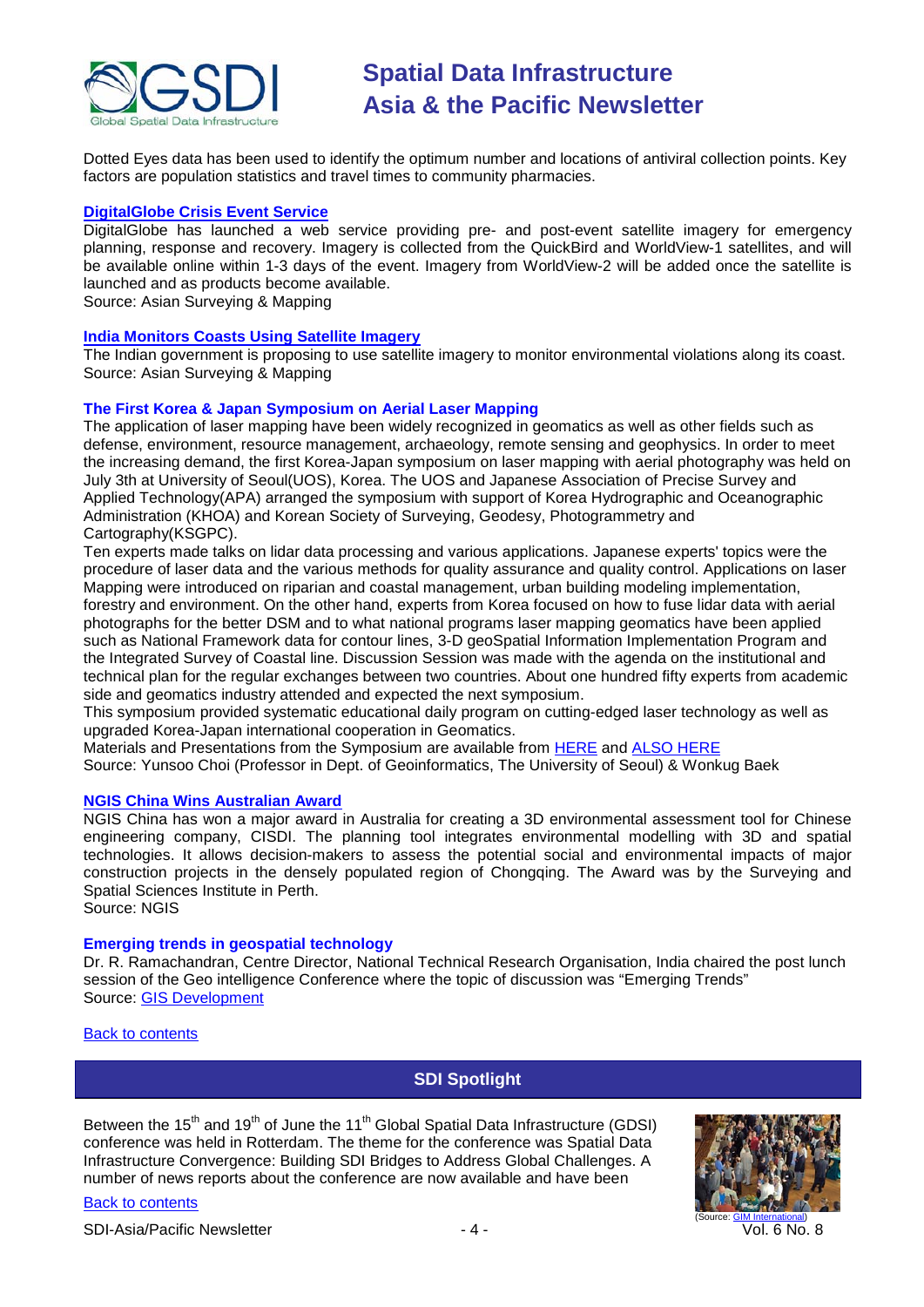Dotted Eyes data has been used to identify the optimum number and locations of antiviral collection points. Key factors are population statistics and travel times to community pharmacies.

### DigitalGlobe Crisis Event Service

DigitalGlobe has launched a web service providing pre- and post-event satellite imagery for emergency planning, response and recovery. Imagery is collected from the QuickBird and WorldView-1 satellites, and will be available online within 1-3 days of the event. Imagery from WorldView-2 will be added once the satellite is launched and as products become available.
Source: Asian Surveying & Mapping

### India Monitors Coasts Using Satellite Imagery

The Indian government is proposing to use satellite imagery to monitor environmental violations along its coast.
Source: Asian Surveying & Mapping

### The First Korea & Japan Symposium on Aerial Laser Mapping

The application of laser mapping have been widely recognized in geomatics as well as other fields such as defense, environment, resource management, archaeology, remote sensing and geophysics. In order to meet the increasing demand, the first Korea-Japan symposium on laser mapping with aerial photography was held on July 3th at University of Seoul(UOS), Korea. The UOS and Japanese Association of Precise Survey and Applied Technology(APA) arranged the symposium with support of Korea Hydrographic and Oceanographic Administration (KHOA) and Korean Society of Surveying, Geodesy, Photogrammetry and Cartography(KSGPC).
Ten experts made talks on lidar data processing and various applications. Japanese experts' topics were the procedure of laser data and the various methods for quality assurance and quality control. Applications on laser Mapping were introduced on riparian and coastal management, urban building modeling implementation, forestry and environment. On the other hand, experts from Korea focused on how to fuse lidar data with aerial photographs for the better DSM and to what national programs laser mapping geomatics have been applied such as National Framework data for contour lines, 3-D geoSpatial Information Implementation Program and the Integrated Survey of Coastal line. Discussion Session was made with the agenda on the institutional and technical plan for the regular exchanges between two countries. About one hundred fifty experts from academic side and geomatics industry attended and expected the next symposium.
This symposium provided systematic educational daily program on cutting-edged laser technology as well as upgraded Korea-Japan international cooperation in Geomatics.
Materials and Presentations from the Symposium are available from HERE and ALSO HERE
Source: Yunsoo Choi (Professor in Dept. of Geoinformatics, The University of Seoul) & Wonkug Baek

### NGIS China Wins Australian Award

NGIS China has won a major award in Australia for creating a 3D environmental assessment tool for Chinese engineering company, CISDI. The planning tool integrates environmental modelling with 3D and spatial technologies. It allows decision-makers to assess the potential social and environmental impacts of major construction projects in the densely populated region of Chongqing. The Award was by the Surveying and Spatial Sciences Institute in Perth.
Source: NGIS

### Emerging trends in geospatial technology

Dr. R. Ramachandran, Centre Director, National Technical Research Organisation, India chaired the post lunch session of the Geo intelligence Conference where the topic of discussion was "Emerging Trends"
Source: GIS Development

Back to contents

## SDI Spotlight

Between the 15th and 19th of June the 11th Global Spatial Data Infrastructure (GDSI) conference was held in Rotterdam. The theme for the conference was Spatial Data Infrastructure Convergence: Building SDI Bridges to Address Global Challenges. A number of news reports about the conference are now available and have been

(Source: GIM International)

Back to contents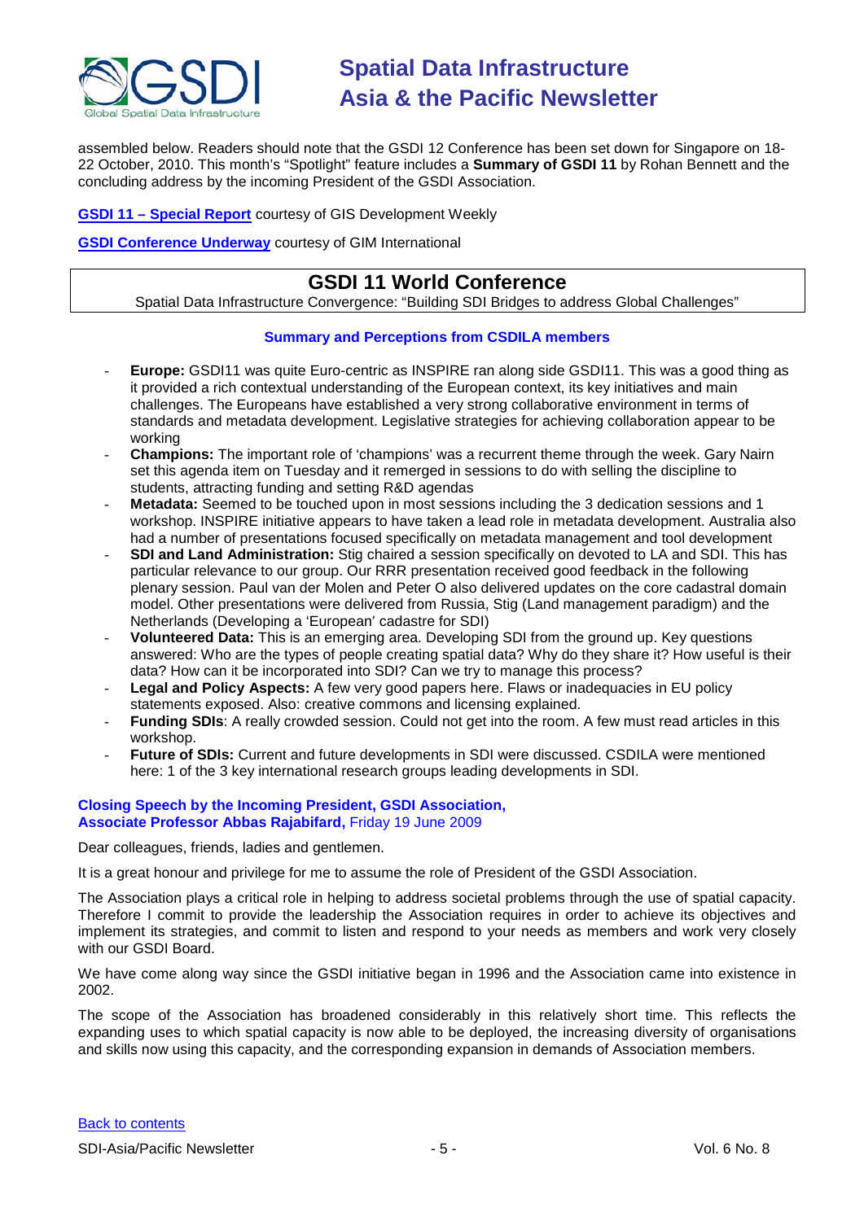assembled below. Readers should note that the GSDI 12 Conference has been set down for Singapore on 18-22 October, 2010. This month's "Spotlight" feature includes a **Summary of GSDI 11** by Rohan Bennett and the concluding address by the incoming President of the GSDI Association.

**GSDI 11 – Special Report** courtesy of GIS Development Weekly

**GSDI Conference Underway** courtesy of GIM International

## GSDI 11 World Conference

Spatial Data Infrastructure Convergence: "Building SDI Bridges to address Global Challenges"

### Summary and Perceptions from CSDILA members

- **Europe:** GSDI11 was quite Euro-centric as INSPIRE ran along side GSDI11. This was a good thing as it provided a rich contextual understanding of the European context, its key initiatives and main challenges. The Europeans have established a very strong collaborative environment in terms of standards and metadata development. Legislative strategies for achieving collaboration appear to be working
- **Champions:** The important role of 'champions' was a recurrent theme through the week. Gary Nairn set this agenda item on Tuesday and it remerged in sessions to do with selling the discipline to students, attracting funding and setting R&D agendas
- **Metadata:** Seemed to be touched upon in most sessions including the 3 dedication sessions and 1 workshop. INSPIRE initiative appears to have taken a lead role in metadata development. Australia also had a number of presentations focused specifically on metadata management and tool development
- **SDI and Land Administration:** Stig chaired a session specifically on devoted to LA and SDI. This has particular relevance to our group. Our RRR presentation received good feedback in the following plenary session. Paul van der Molen and Peter O also delivered updates on the core cadastral domain model. Other presentations were delivered from Russia, Stig (Land management paradigm) and the Netherlands (Developing a 'European' cadastre for SDI)
- **Volunteered Data:** This is an emerging area. Developing SDI from the ground up. Key questions answered: Who are the types of people creating spatial data? Why do they share it? How useful is their data? How can it be incorporated into SDI? Can we try to manage this process?
- **Legal and Policy Aspects:** A few very good papers here. Flaws or inadequacies in EU policy statements exposed. Also: creative commons and licensing explained.
- **Funding SDIs**: A really crowded session. Could not get into the room. A few must read articles in this workshop.
- **Future of SDIs:** Current and future developments in SDI were discussed. CSDILA were mentioned here: 1 of the 3 key international research groups leading developments in SDI.

### Closing Speech by the Incoming President, GSDI Association, Associate Professor Abbas Rajabifard, Friday 19 June 2009

Dear colleagues, friends, ladies and gentlemen.

It is a great honour and privilege for me to assume the role of President of the GSDI Association.

The Association plays a critical role in helping to address societal problems through the use of spatial capacity. Therefore I commit to provide the leadership the Association requires in order to achieve its objectives and implement its strategies, and commit to listen and respond to your needs as members and work very closely with our GSDI Board.

We have come along way since the GSDI initiative began in 1996 and the Association came into existence in 2002.

The scope of the Association has broadened considerably in this relatively short time. This reflects the expanding uses to which spatial capacity is now able to be deployed, the increasing diversity of organisations and skills now using this capacity, and the corresponding expansion in demands of Association members.

Back to contents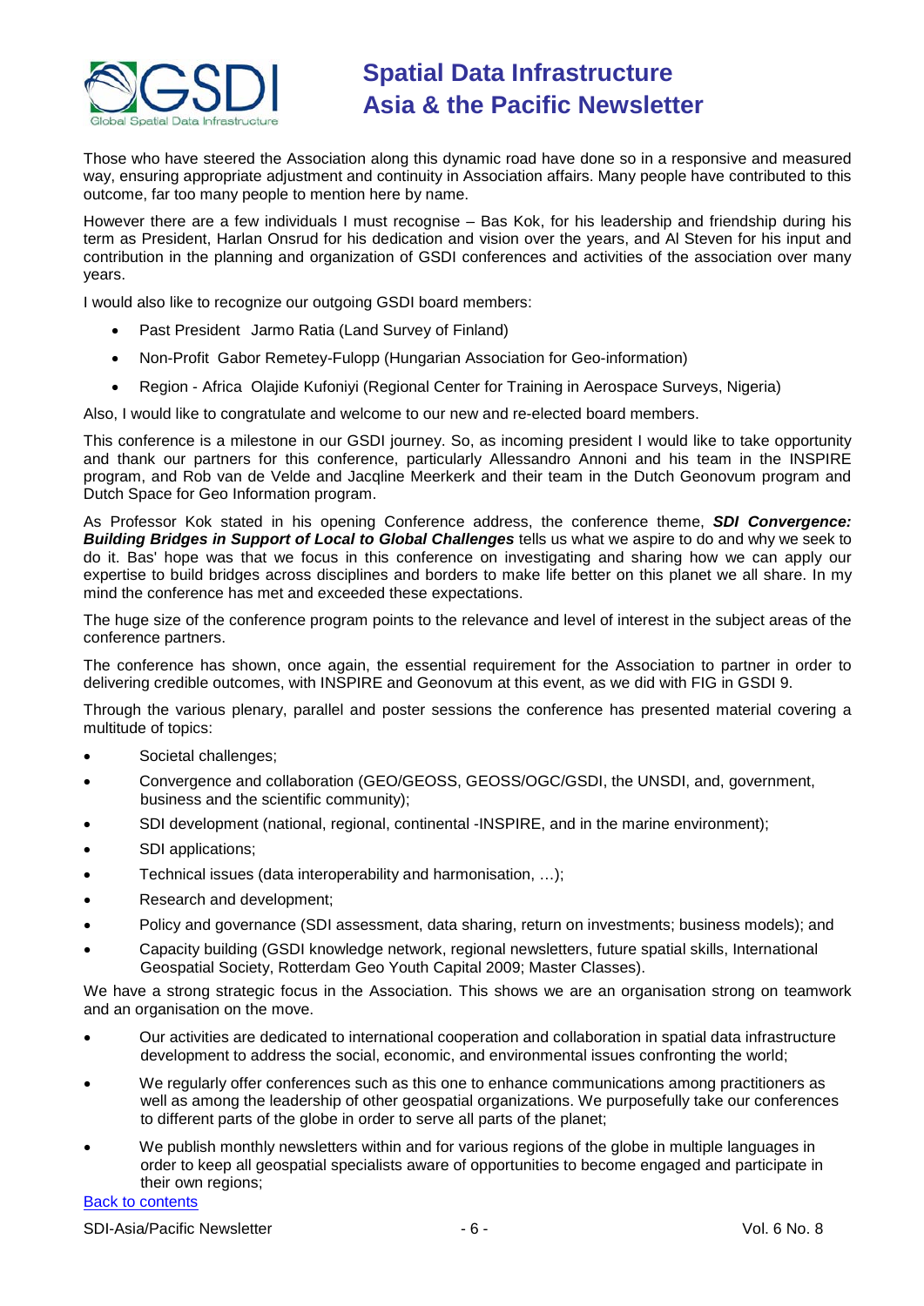Those who have steered the Association along this dynamic road have done so in a responsive and measured way, ensuring appropriate adjustment and continuity in Association affairs. Many people have contributed to this outcome, far too many people to mention here by name.

However there are a few individuals I must recognise – Bas Kok, for his leadership and friendship during his term as President, Harlan Onsrud for his dedication and vision over the years, and Al Steven for his input and contribution in the planning and organization of GSDI conferences and activities of the association over many years.

I would also like to recognize our outgoing GSDI board members:

- Past President Jarmo Ratia (Land Survey of Finland)
- Non-Profit Gabor Remetey-Fulopp (Hungarian Association for Geo-information)
- Region - Africa Olajide Kufoniyi (Regional Center for Training in Aerospace Surveys, Nigeria)

Also, I would like to congratulate and welcome to our new and re-elected board members.

This conference is a milestone in our GSDI journey. So, as incoming president I would like to take opportunity and thank our partners for this conference, particularly Allessandro Annoni and his team in the INSPIRE program, and Rob van de Velde and Jacqline Meerkerk and their team in the Dutch Geonovum program and Dutch Space for Geo Information program.

As Professor Kok stated in his opening Conference address, the conference theme, ***SDI Convergence: Building Bridges in Support of Local to Global Challenges*** tells us what we aspire to do and why we seek to do it. Bas' hope was that we focus in this conference on investigating and sharing how we can apply our expertise to build bridges across disciplines and borders to make life better on this planet we all share. In my mind the conference has met and exceeded these expectations.

The huge size of the conference program points to the relevance and level of interest in the subject areas of the conference partners.

The conference has shown, once again, the essential requirement for the Association to partner in order to delivering credible outcomes, with INSPIRE and Geonovum at this event, as we did with FIG in GSDI 9.

Through the various plenary, parallel and poster sessions the conference has presented material covering a multitude of topics:

- Societal challenges;
- Convergence and collaboration (GEO/GEOSS, GEOSS/OGC/GSDI, the UNSDI, and, government, business and the scientific community);
- SDI development (national, regional, continental -INSPIRE, and in the marine environment);
- SDI applications;
- Technical issues (data interoperability and harmonisation, …);
- Research and development;
- Policy and governance (SDI assessment, data sharing, return on investments; business models); and
- Capacity building (GSDI knowledge network, regional newsletters, future spatial skills, International Geospatial Society, Rotterdam Geo Youth Capital 2009; Master Classes).

We have a strong strategic focus in the Association. This shows we are an organisation strong on teamwork and an organisation on the move.

- Our activities are dedicated to international cooperation and collaboration in spatial data infrastructure development to address the social, economic, and environmental issues confronting the world;
- We regularly offer conferences such as this one to enhance communications among practitioners as well as among the leadership of other geospatial organizations. We purposefully take our conferences to different parts of the globe in order to serve all parts of the planet;
- We publish monthly newsletters within and for various regions of the globe in multiple languages in order to keep all geospatial specialists aware of opportunities to become engaged and participate in their own regions;

Back to contents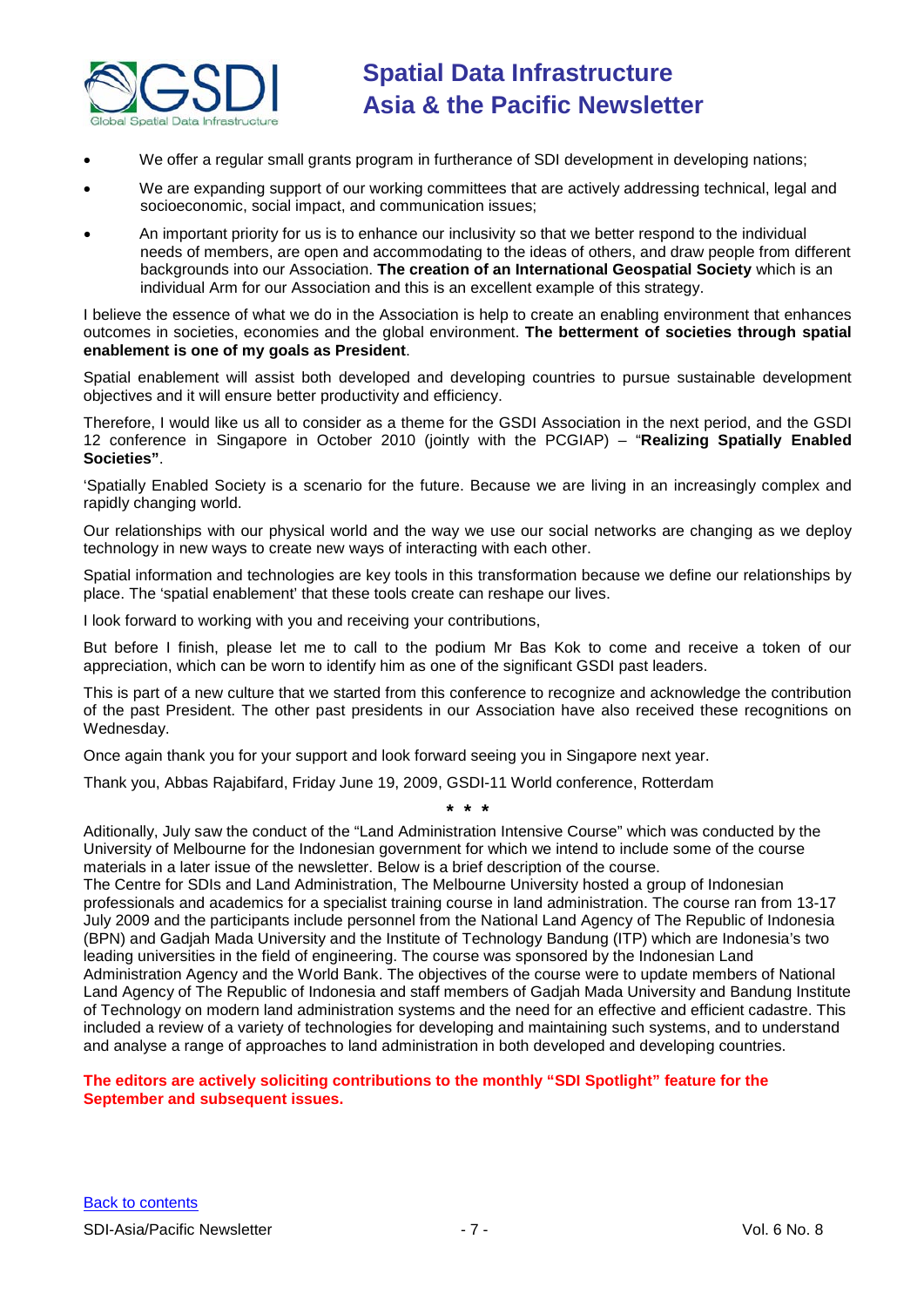- We offer a regular small grants program in furtherance of SDI development in developing nations;
- We are expanding support of our working committees that are actively addressing technical, legal and socioeconomic, social impact, and communication issues;
- An important priority for us is to enhance our inclusivity so that we better respond to the individual needs of members, are open and accommodating to the ideas of others, and draw people from different backgrounds into our Association. **The creation of an International Geospatial Society** which is an individual Arm for our Association and this is an excellent example of this strategy.

I believe the essence of what we do in the Association is help to create an enabling environment that enhances outcomes in societies, economies and the global environment. **The betterment of societies through spatial enablement is one of my goals as President**.

Spatial enablement will assist both developed and developing countries to pursue sustainable development objectives and it will ensure better productivity and efficiency.

Therefore, I would like us all to consider as a theme for the GSDI Association in the next period, and the GSDI 12 conference in Singapore in October 2010 (jointly with the PCGIAP) – "**Realizing Spatially Enabled Societies"**.

'Spatially Enabled Society is a scenario for the future. Because we are living in an increasingly complex and rapidly changing world.

Our relationships with our physical world and the way we use our social networks are changing as we deploy technology in new ways to create new ways of interacting with each other.

Spatial information and technologies are key tools in this transformation because we define our relationships by place. The 'spatial enablement' that these tools create can reshape our lives.

I look forward to working with you and receiving your contributions,

But before I finish, please let me to call to the podium Mr Bas Kok to come and receive a token of our appreciation, which can be worn to identify him as one of the significant GSDI past leaders.

This is part of a new culture that we started from this conference to recognize and acknowledge the contribution of the past President. The other past presidents in our Association have also received these recognitions on Wednesday.

Once again thank you for your support and look forward seeing you in Singapore next year.

Thank you, Abbas Rajabifard, Friday June 19, 2009, GSDI-11 World conference, Rotterdam

\* \* \*

Aditionally, July saw the conduct of the "Land Administration Intensive Course" which was conducted by the University of Melbourne for the Indonesian government for which we intend to include some of the course materials in a later issue of the newsletter. Below is a brief description of the course.

The Centre for SDIs and Land Administration, The Melbourne University hosted a group of Indonesian professionals and academics for a specialist training course in land administration. The course ran from 13-17 July 2009 and the participants include personnel from the National Land Agency of The Republic of Indonesia (BPN) and Gadjah Mada University and the Institute of Technology Bandung (ITP) which are Indonesia's two leading universities in the field of engineering. The course was sponsored by the Indonesian Land Administration Agency and the World Bank. The objectives of the course were to update members of National Land Agency of The Republic of Indonesia and staff members of Gadjah Mada University and Bandung Institute of Technology on modern land administration systems and the need for an effective and efficient cadastre. This included a review of a variety of technologies for developing and maintaining such systems, and to understand and analyse a range of approaches to land administration in both developed and developing countries.

**The editors are actively soliciting contributions to the monthly "SDI Spotlight" feature for the September and subsequent issues.**

Back to contents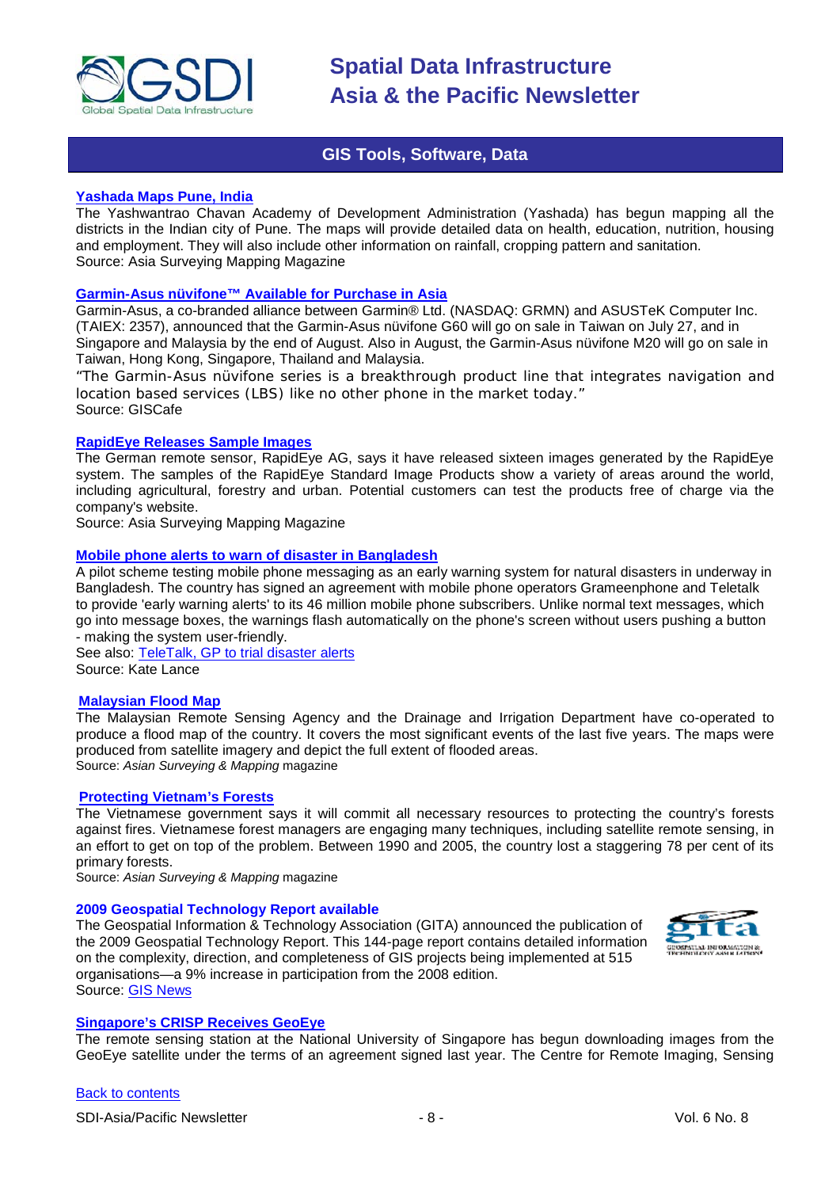## GIS Tools, Software, Data

### Yashada Maps Pune, India

The Yashwantrao Chavan Academy of Development Administration (Yashada) has begun mapping all the districts in the Indian city of Pune. The maps will provide detailed data on health, education, nutrition, housing and employment. They will also include other information on rainfall, cropping pattern and sanitation.
Source: Asia Surveying Mapping Magazine

### Garmin-Asus nüvifone™ Available for Purchase in Asia

Garmin-Asus, a co-branded alliance between Garmin® Ltd. (NASDAQ: GRMN) and ASUSTeK Computer Inc. (TAIEX: 2357), announced that the Garmin-Asus nüvifone G60 will go on sale in Taiwan on July 27, and in Singapore and Malaysia by the end of August. Also in August, the Garmin-Asus nüvifone M20 will go on sale in Taiwan, Hong Kong, Singapore, Thailand and Malaysia.

"The Garmin-Asus nüvifone series is a breakthrough product line that integrates navigation and location based services (LBS) like no other phone in the market today."
Source: GISCafe

### RapidEye Releases Sample Images

The German remote sensor, RapidEye AG, says it have released sixteen images generated by the RapidEye system. The samples of the RapidEye Standard Image Products show a variety of areas around the world, including agricultural, forestry and urban. Potential customers can test the products free of charge via the company's website.
Source: Asia Surveying Mapping Magazine

### Mobile phone alerts to warn of disaster in Bangladesh

A pilot scheme testing mobile phone messaging as an early warning system for natural disasters in underway in Bangladesh. The country has signed an agreement with mobile phone operators Grameenphone and Teletalk to provide 'early warning alerts' to its 46 million mobile phone subscribers. Unlike normal text messages, which go into message boxes, the warnings flash automatically on the phone's screen without users pushing a button - making the system user-friendly.
See also: TeleTalk, GP to trial disaster alerts
Source: Kate Lance

### Malaysian Flood Map

The Malaysian Remote Sensing Agency and the Drainage and Irrigation Department have co-operated to produce a flood map of the country. It covers the most significant events of the last five years. The maps were produced from satellite imagery and depict the full extent of flooded areas.
Source: *Asian Surveying & Mapping* magazine

### Protecting Vietnam's Forests

The Vietnamese government says it will commit all necessary resources to protecting the country's forests against fires. Vietnamese forest managers are engaging many techniques, including satellite remote sensing, in an effort to get on top of the problem. Between 1990 and 2005, the country lost a staggering 78 per cent of its primary forests.
Source: *Asian Surveying & Mapping* magazine

### 2009 Geospatial Technology Report available

The Geospatial Information & Technology Association (GITA) announced the publication of the 2009 Geospatial Technology Report. This 144-page report contains detailed information on the complexity, direction, and completeness of GIS projects being implemented at 515 organisations—a 9% increase in participation from the 2008 edition.
Source: GIS News

### Singapore's CRISP Receives GeoEye

The remote sensing station at the National University of Singapore has begun downloading images from the GeoEye satellite under the terms of an agreement signed last year. The Centre for Remote Imaging, Sensing

Back to contents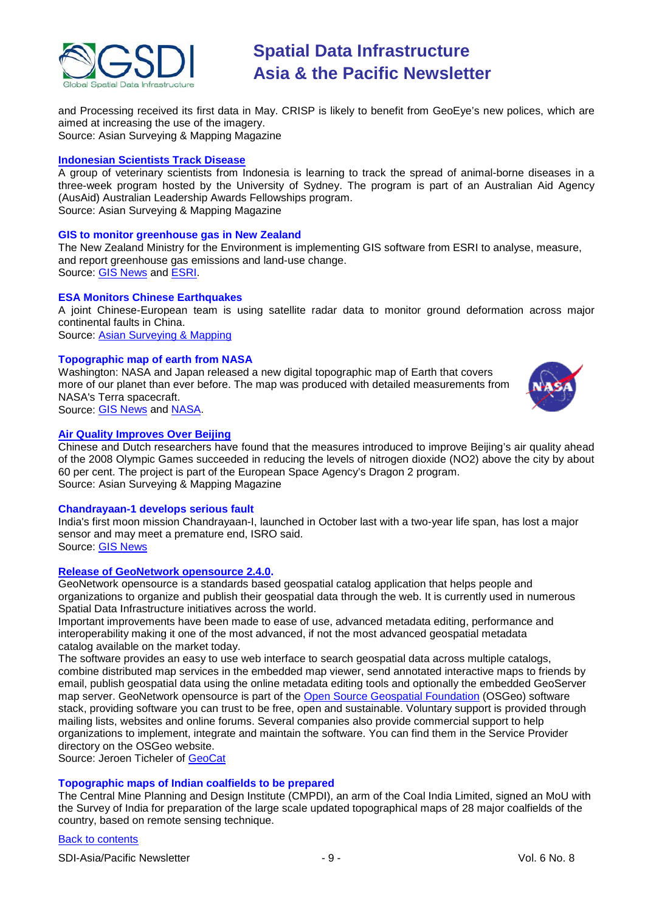and Processing received its first data in May. CRISP is likely to benefit from GeoEye's new polices, which are aimed at increasing the use of the imagery.
Source: Asian Surveying & Mapping Magazine

### Indonesian Scientists Track Disease

A group of veterinary scientists from Indonesia is learning to track the spread of animal-borne diseases in a three-week program hosted by the University of Sydney. The program is part of an Australian Aid Agency (AusAid) Australian Leadership Awards Fellowships program.
Source: Asian Surveying & Mapping Magazine

### GIS to monitor greenhouse gas in New Zealand

The New Zealand Ministry for the Environment is implementing GIS software from ESRI to analyse, measure, and report greenhouse gas emissions and land-use change.
Source: GIS News and ESRI.

### ESA Monitors Chinese Earthquakes

A joint Chinese-European team is using satellite radar data to monitor ground deformation across major continental faults in China.
Source: Asian Surveying & Mapping

### Topographic map of earth from NASA

Washington: NASA and Japan released a new digital topographic map of Earth that covers more of our planet than ever before. The map was produced with detailed measurements from NASA's Terra spacecraft.
Source: GIS News and NASA.

### Air Quality Improves Over Beijing

Chinese and Dutch researchers have found that the measures introduced to improve Beijing's air quality ahead of the 2008 Olympic Games succeeded in reducing the levels of nitrogen dioxide ($NO_2$) above the city by about 60 per cent. The project is part of the European Space Agency's Dragon 2 program.
Source: Asian Surveying & Mapping Magazine

### Chandrayaan-1 develops serious fault

India's first moon mission Chandrayaan-I, launched in October last with a two-year life span, has lost a major sensor and may meet a premature end, ISRO said.
Source: GIS News

### Release of GeoNetwork opensource 2.4.0.

GeoNetwork opensource is a standards based geospatial catalog application that helps people and organizations to organize and publish their geospatial data through the web. It is currently used in numerous Spatial Data Infrastructure initiatives across the world.
Important improvements have been made to ease of use, advanced metadata editing, performance and interoperability making it one of the most advanced, if not the most advanced geospatial metadata catalog available on the market today.
The software provides an easy to use web interface to search geospatial data across multiple catalogs, combine distributed map services in the embedded map viewer, send annotated interactive maps to friends by email, publish geospatial data using the online metadata editing tools and optionally the embedded GeoServer map server. GeoNetwork opensource is part of the Open Source Geospatial Foundation (OSGeo) software stack, providing software you can trust to be free, open and sustainable. Voluntary support is provided through mailing lists, websites and online forums. Several companies also provide commercial support to help organizations to implement, integrate and maintain the software. You can find them in the Service Provider directory on the OSGeo website.
Source: Jeroen Ticheler of GeoCat

### Topographic maps of Indian coalfields to be prepared

The Central Mine Planning and Design Institute (CMPDI), an arm of the Coal India Limited, signed an MoU with the Survey of India for preparation of the large scale updated topographical maps of 28 major coalfields of the country, based on remote sensing technique.

Back to contents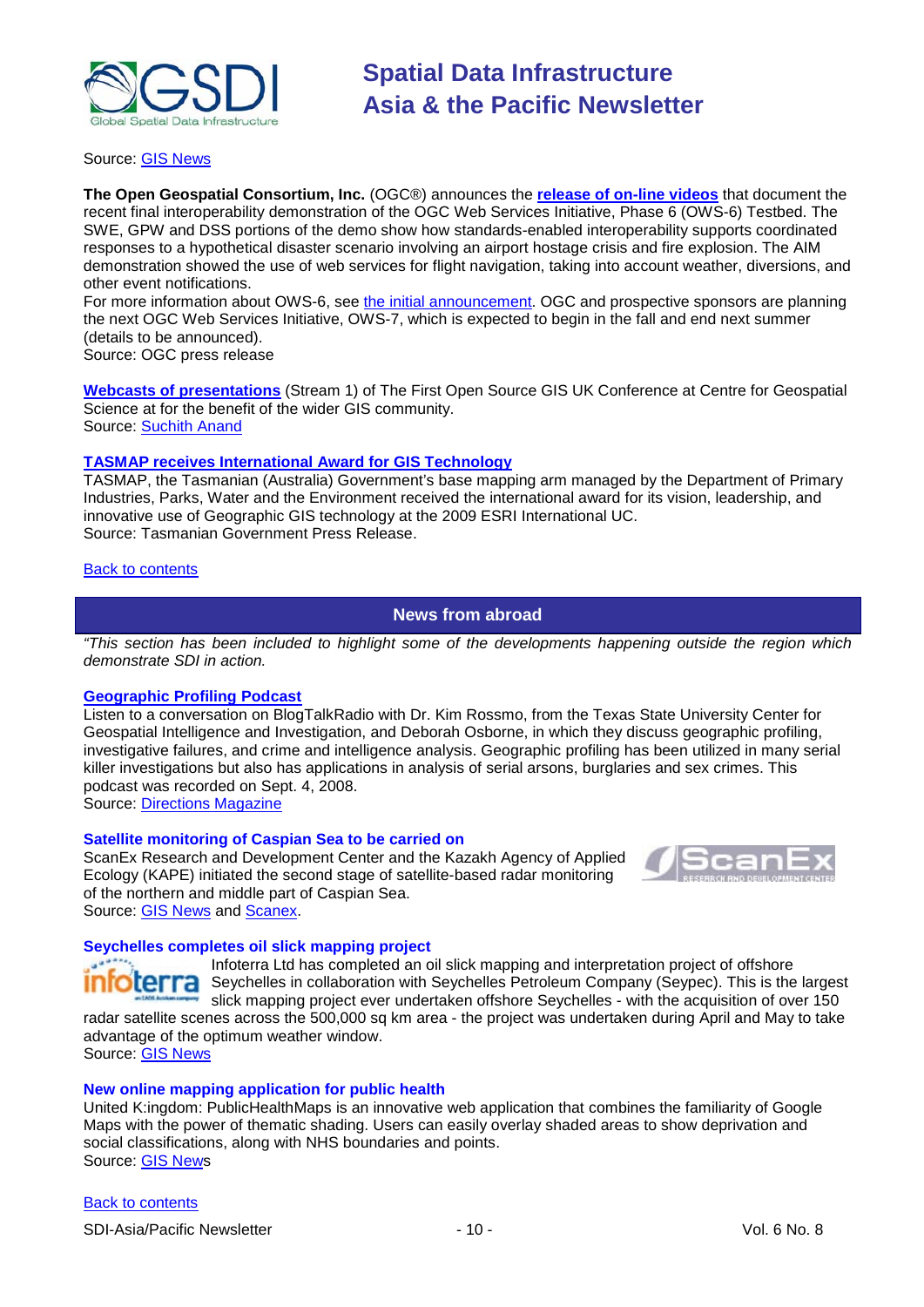Source: GIS News

**The Open Geospatial Consortium, Inc.** (OGC®) announces the **release of on-line videos** that document the recent final interoperability demonstration of the OGC Web Services Initiative, Phase 6 (OWS-6) Testbed. The SWE, GPW and DSS portions of the demo show how standards-enabled interoperability supports coordinated responses to a hypothetical disaster scenario involving an airport hostage crisis and fire explosion. The AIM demonstration showed the use of web services for flight navigation, taking into account weather, diversions, and other event notifications.
For more information about OWS-6, see the initial announcement. OGC and prospective sponsors are planning the next OGC Web Services Initiative, OWS-7, which is expected to begin in the fall and end next summer (details to be announced).
Source: OGC press release

**Webcasts of presentations** (Stream 1) of The First Open Source GIS UK Conference at Centre for Geospatial Science at for the benefit of the wider GIS community.
Source: Suchith Anand

**TASMAP receives International Award for GIS Technology**
TASMAP, the Tasmanian (Australia) Government's base mapping arm managed by the Department of Primary Industries, Parks, Water and the Environment received the international award for its vision, leadership, and innovative use of Geographic GIS technology at the 2009 ESRI International UC.
Source: Tasmanian Government Press Release.

Back to contents

## News from abroad

*"This section has been included to highlight some of the developments happening outside the region which demonstrate SDI in action.*

### Geographic Profiling Podcast

Listen to a conversation on BlogTalkRadio with Dr. Kim Rossmo, from the Texas State University Center for Geospatial Intelligence and Investigation, and Deborah Osborne, in which they discuss geographic profiling, investigative failures, and crime and intelligence analysis. Geographic profiling has been utilized in many serial killer investigations but also has applications in analysis of serial arsons, burglaries and sex crimes. This podcast was recorded on Sept. 4, 2008.
Source: Directions Magazine

### Satellite monitoring of Caspian Sea to be carried on

ScanEx Research and Development Center and the Kazakh Agency of Applied Ecology (KAPE) initiated the second stage of satellite-based radar monitoring of the northern and middle part of Caspian Sea.
Source: GIS News and Scanex.

### Seychelles completes oil slick mapping project

Infoterra Ltd has completed an oil slick mapping and interpretation project of offshore Seychelles in collaboration with Seychelles Petroleum Company (Seypec). This is the largest slick mapping project ever undertaken offshore Seychelles - with the acquisition of over 150 radar satellite scenes across the 500,000 sq km area - the project was undertaken during April and May to take advantage of the optimum weather window.
Source: GIS News

### New online mapping application for public health

United K:ingdom: PublicHealthMaps is an innovative web application that combines the familiarity of Google Maps with the power of thematic shading. Users can easily overlay shaded areas to show deprivation and social classifications, along with NHS boundaries and points.
Source: GIS News

Back to contents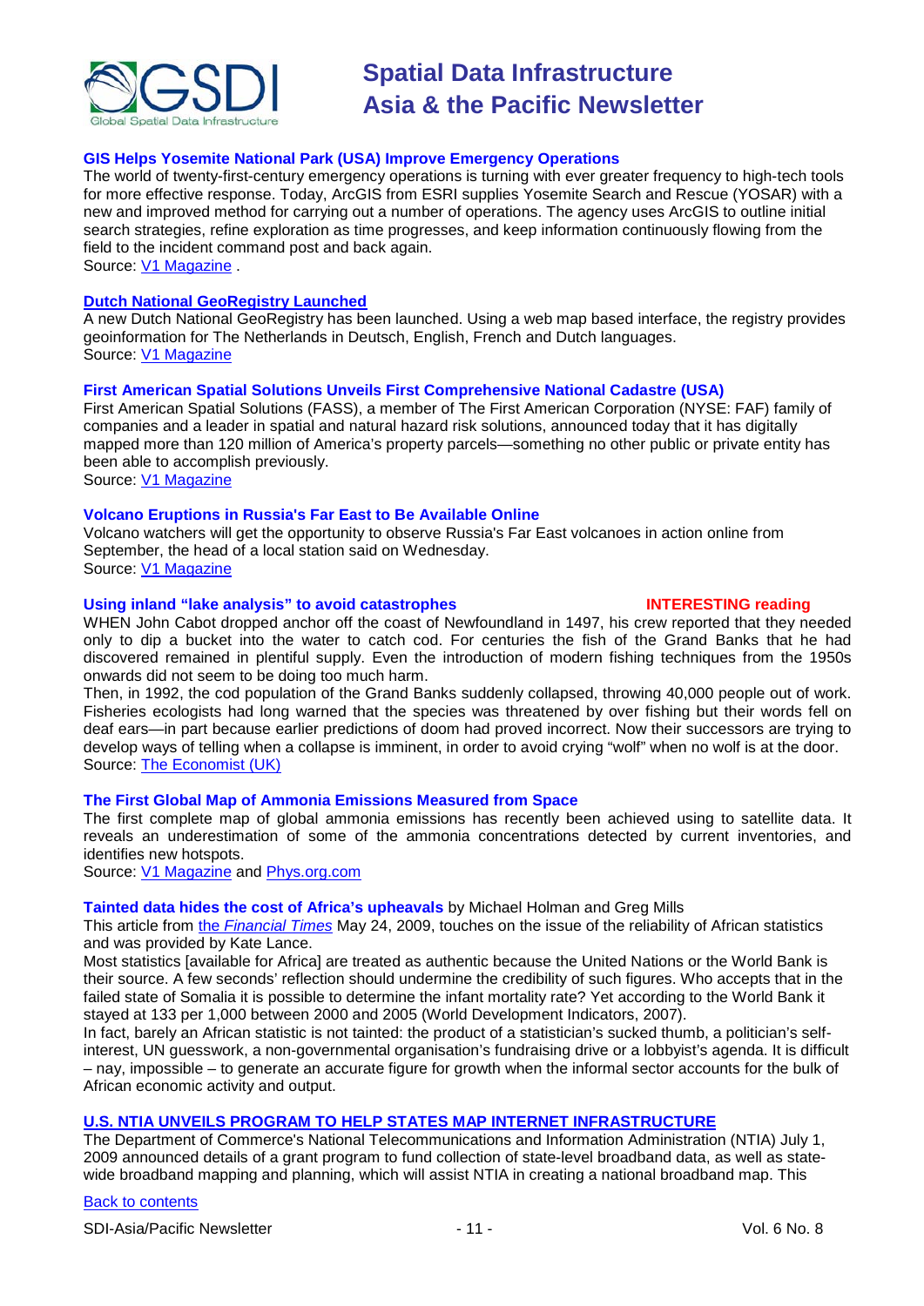### GIS Helps Yosemite National Park (USA) Improve Emergency Operations

The world of twenty-first-century emergency operations is turning with ever greater frequency to high-tech tools for more effective response. Today, ArcGIS from ESRI supplies Yosemite Search and Rescue (YOSAR) with a new and improved method for carrying out a number of operations. The agency uses ArcGIS to outline initial search strategies, refine exploration as time progresses, and keep information continuously flowing from the field to the incident command post and back again.
Source: V1 Magazine .

### Dutch National GeoRegistry Launched

A new Dutch National GeoRegistry has been launched. Using a web map based interface, the registry provides geoinformation for The Netherlands in Deutsch, English, French and Dutch languages.
Source: V1 Magazine

### First American Spatial Solutions Unveils First Comprehensive National Cadastre (USA)

First American Spatial Solutions (FASS), a member of The First American Corporation (NYSE: FAF) family of companies and a leader in spatial and natural hazard risk solutions, announced today that it has digitally mapped more than 120 million of America's property parcels—something no other public or private entity has been able to accomplish previously.
Source: V1 Magazine

### Volcano Eruptions in Russia's Far East to Be Available Online

Volcano watchers will get the opportunity to observe Russia's Far East volcanoes in action online from September, the head of a local station said on Wednesday.
Source: V1 Magazine

### Using inland "lake analysis" to avoid catastrophes — INTERESTING reading

WHEN John Cabot dropped anchor off the coast of Newfoundland in 1497, his crew reported that they needed only to dip a bucket into the water to catch cod. For centuries the fish of the Grand Banks that he had discovered remained in plentiful supply. Even the introduction of modern fishing techniques from the 1950s onwards did not seem to be doing too much harm.

Then, in 1992, the cod population of the Grand Banks suddenly collapsed, throwing 40,000 people out of work. Fisheries ecologists had long warned that the species was threatened by over fishing but their words fell on deaf ears—in part because earlier predictions of doom had proved incorrect. Now their successors are trying to develop ways of telling when a collapse is imminent, in order to avoid crying "wolf" when no wolf is at the door.
Source: The Economist (UK)

### The First Global Map of Ammonia Emissions Measured from Space

The first complete map of global ammonia emissions has recently been achieved using to satellite data. It reveals an underestimation of some of the ammonia concentrations detected by current inventories, and identifies new hotspots.
Source: V1 Magazine and Phys.org.com

### Tainted data hides the cost of Africa's upheavals by Michael Holman and Greg Mills

This article from the *Financial Times* May 24, 2009, touches on the issue of the reliability of African statistics and was provided by Kate Lance.

Most statistics [available for Africa] are treated as authentic because the United Nations or the World Bank is their source. A few seconds' reflection should undermine the credibility of such figures. Who accepts that in the failed state of Somalia it is possible to determine the infant mortality rate? Yet according to the World Bank it stayed at 133 per 1,000 between 2000 and 2005 (World Development Indicators, 2007).

In fact, barely an African statistic is not tainted: the product of a statistician's sucked thumb, a politician's self-interest, UN guesswork, a non-governmental organisation's fundraising drive or a lobbyist's agenda. It is difficult – nay, impossible – to generate an accurate figure for growth when the informal sector accounts for the bulk of African economic activity and output.

### U.S. NTIA UNVEILS PROGRAM TO HELP STATES MAP INTERNET INFRASTRUCTURE

The Department of Commerce's National Telecommunications and Information Administration (NTIA) July 1, 2009 announced details of a grant program to fund collection of state-level broadband data, as well as state-wide broadband mapping and planning, which will assist NTIA in creating a national broadband map. This

Back to contents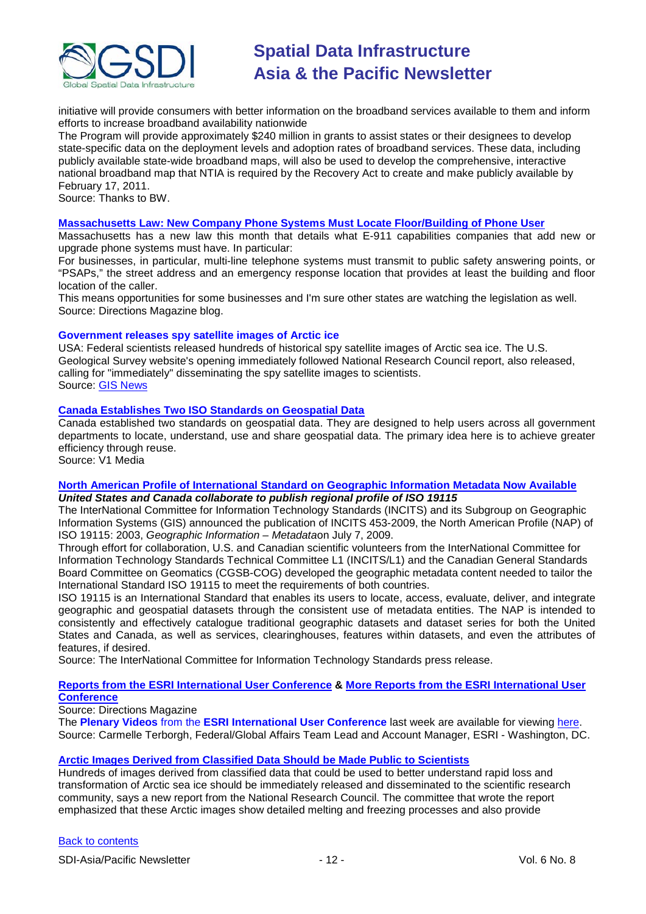initiative will provide consumers with better information on the broadband services available to them and inform efforts to increase broadband availability nationwide

The Program will provide approximately $240 million in grants to assist states or their designees to develop state-specific data on the deployment levels and adoption rates of broadband services. These data, including publicly available state-wide broadband maps, will also be used to develop the comprehensive, interactive national broadband map that NTIA is required by the Recovery Act to create and make publicly available by February 17, 2011.

Source: Thanks to BW.

**Massachusetts Law: New Company Phone Systems Must Locate Floor/Building of Phone User**

Massachusetts has a new law this month that details what E-911 capabilities companies that add new or upgrade phone systems must have. In particular:

For businesses, in particular, multi-line telephone systems must transmit to public safety answering points, or "PSAPs," the street address and an emergency response location that provides at least the building and floor location of the caller.

This means opportunities for some businesses and I'm sure other states are watching the legislation as well.

Source: Directions Magazine blog.

**Government releases spy satellite images of Arctic ice**

USA: Federal scientists released hundreds of historical spy satellite images of Arctic sea ice. The U.S. Geological Survey website's opening immediately followed National Research Council report, also released, calling for "immediately" disseminating the spy satellite images to scientists.

Source: GIS News

**Canada Establishes Two ISO Standards on Geospatial Data**

Canada established two standards on geospatial data. They are designed to help users across all government departments to locate, understand, use and share geospatial data. The primary idea here is to achieve greater efficiency through reuse.

Source: V1 Media

**North American Profile of International Standard on Geographic Information Metadata Now Available**

***United States and Canada collaborate to publish regional profile of ISO 19115***

The InterNational Committee for Information Technology Standards (INCITS) and its Subgroup on Geographic Information Systems (GIS) announced the publication of INCITS 453-2009, the North American Profile (NAP) of ISO 19115: 2003, *Geographic Information – Metadata*on July 7, 2009.

Through effort for collaboration, U.S. and Canadian scientific volunteers from the InterNational Committee for Information Technology Standards Technical Committee L1 (INCITS/L1) and the Canadian General Standards Board Committee on Geomatics (CGSB-COG) developed the geographic metadata content needed to tailor the International Standard ISO 19115 to meet the requirements of both countries.

ISO 19115 is an International Standard that enables its users to locate, access, evaluate, deliver, and integrate geographic and geospatial datasets through the consistent use of metadata entities. The NAP is intended to consistently and effectively catalogue traditional geographic datasets and dataset series for both the United States and Canada, as well as services, clearinghouses, features within datasets, and even the attributes of features, if desired.

Source: The InterNational Committee for Information Technology Standards press release.

**Reports from the ESRI International User Conference & More Reports from the ESRI International User Conference**

Source: Directions Magazine

The **Plenary Videos** from the **ESRI International User Conference** last week are available for viewing here.

Source: Carmelle Terborgh, Federal/Global Affairs Team Lead and Account Manager, ESRI - Washington, DC.

**Arctic Images Derived from Classified Data Should be Made Public to Scientists**

Hundreds of images derived from classified data that could be used to better understand rapid loss and transformation of Arctic sea ice should be immediately released and disseminated to the scientific research community, says a new report from the National Research Council. The committee that wrote the report emphasized that these Arctic images show detailed melting and freezing processes and also provide

Back to contents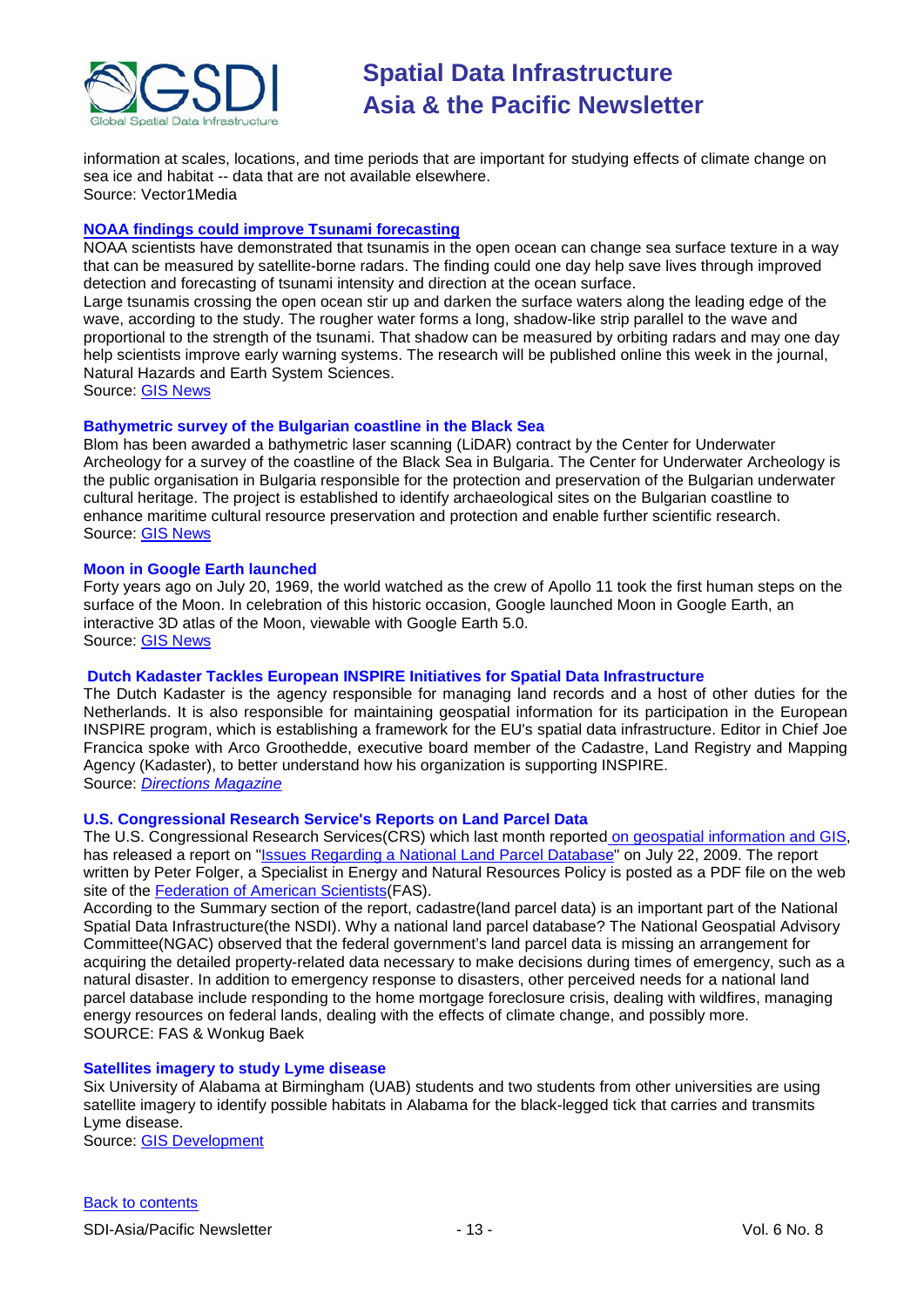information at scales, locations, and time periods that are important for studying effects of climate change on sea ice and habitat -- data that are not available elsewhere.
Source: Vector1Media

### NOAA findings could improve Tsunami forecasting

NOAA scientists have demonstrated that tsunamis in the open ocean can change sea surface texture in a way that can be measured by satellite-borne radars. The finding could one day help save lives through improved detection and forecasting of tsunami intensity and direction at the ocean surface.
Large tsunamis crossing the open ocean stir up and darken the surface waters along the leading edge of the wave, according to the study. The rougher water forms a long, shadow-like strip parallel to the wave and proportional to the strength of the tsunami. That shadow can be measured by orbiting radars and may one day help scientists improve early warning systems. The research will be published online this week in the journal, Natural Hazards and Earth System Sciences.
Source: GIS News

### Bathymetric survey of the Bulgarian coastline in the Black Sea

Blom has been awarded a bathymetric laser scanning (LiDAR) contract by the Center for Underwater Archeology for a survey of the coastline of the Black Sea in Bulgaria. The Center for Underwater Archeology is the public organisation in Bulgaria responsible for the protection and preservation of the Bulgarian underwater cultural heritage. The project is established to identify archaeological sites on the Bulgarian coastline to enhance maritime cultural resource preservation and protection and enable further scientific research.
Source: GIS News

### Moon in Google Earth launched

Forty years ago on July 20, 1969, the world watched as the crew of Apollo 11 took the first human steps on the surface of the Moon. In celebration of this historic occasion, Google launched Moon in Google Earth, an interactive 3D atlas of the Moon, viewable with Google Earth 5.0.
Source: GIS News

### Dutch Kadaster Tackles European INSPIRE Initiatives for Spatial Data Infrastructure

The Dutch Kadaster is the agency responsible for managing land records and a host of other duties for the Netherlands. It is also responsible for maintaining geospatial information for its participation in the European INSPIRE program, which is establishing a framework for the EU's spatial data infrastructure. Editor in Chief Joe Francica spoke with Arco Groothedde, executive board member of the Cadastre, Land Registry and Mapping Agency (Kadaster), to better understand how his organization is supporting INSPIRE.
Source: *Directions Magazine*

### U.S. Congressional Research Service's Reports on Land Parcel Data

The U.S. Congressional Research Services(CRS) which last month reported on geospatial information and GIS, has released a report on "Issues Regarding a National Land Parcel Database" on July 22, 2009. The report written by Peter Folger, a Specialist in Energy and Natural Resources Policy is posted as a PDF file on the web site of the Federation of American Scientists(FAS).
According to the Summary section of the report, cadastre(land parcel data) is an important part of the National Spatial Data Infrastructure(the NSDI). Why a national land parcel database? The National Geospatial Advisory Committee(NGAC) observed that the federal government's land parcel data is missing an arrangement for acquiring the detailed property-related data necessary to make decisions during times of emergency, such as a natural disaster. In addition to emergency response to disasters, other perceived needs for a national land parcel database include responding to the home mortgage foreclosure crisis, dealing with wildfires, managing energy resources on federal lands, dealing with the effects of climate change, and possibly more.
SOURCE: FAS & Wonkug Baek

### Satellites imagery to study Lyme disease

Six University of Alabama at Birmingham (UAB) students and two students from other universities are using satellite imagery to identify possible habitats in Alabama for the black-legged tick that carries and transmits Lyme disease.
Source: GIS Development

Back to contents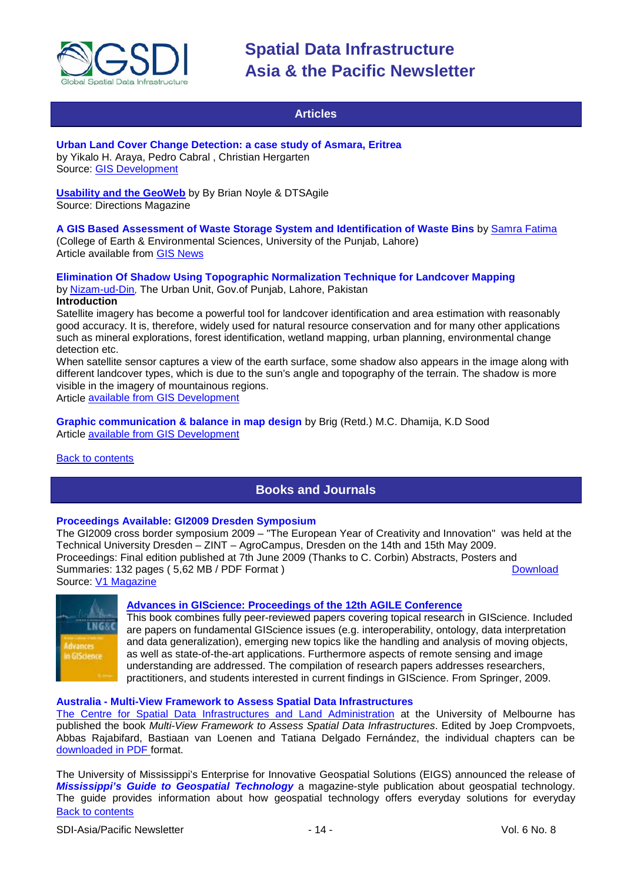## Articles

**Urban Land Cover Change Detection: a case study of Asmara, Eritrea**
by Yikalo H. Araya, Pedro Cabral , Christian Hergarten
Source: GIS Development

**Usability and the GeoWeb** by By Brian Noyle & DTSAgile
Source: Directions Magazine

**A GIS Based Assessment of Waste Storage System and Identification of Waste Bins** by Samra Fatima
(College of Earth & Environmental Sciences, University of the Punjab, Lahore)
Article available from GIS News

**Elimination Of Shadow Using Topographic Normalization Technique for Landcover Mapping**
by Nizam-ud-Din, The Urban Unit, Gov.of Punjab, Lahore, Pakistan

**Introduction**

Satellite imagery has become a powerful tool for landcover identification and area estimation with reasonably good accuracy. It is, therefore, widely used for natural resource conservation and for many other applications such as mineral explorations, forest identification, wetland mapping, urban planning, environmental change detection etc.

When satellite sensor captures a view of the earth surface, some shadow also appears in the image along with different landcover types, which is due to the sun's angle and topography of the terrain. The shadow is more visible in the imagery of mountainous regions.

Article available from GIS Development

**Graphic communication & balance in map design** by Brig (Retd.) M.C. Dhamija, K.D Sood
Article available from GIS Development

Back to contents

## Books and Journals

**Proceedings Available: GI2009 Dresden Symposium**

The GI2009 cross border symposium 2009 – "The European Year of Creativity and Innovation" was held at the Technical University Dresden – ZINT – AgroCampus, Dresden on the 14th and 15th May 2009.
Proceedings: Final edition published at 7th June 2009 (Thanks to C. Corbin) Abstracts, Posters and Summaries: 132 pages ( 5,62 MB / PDF Format ) Download
Source: V1 Magazine

**Advances in GIScience: Proceedings of the 12th AGILE Conference**

This book combines fully peer-reviewed papers covering topical research in GIScience. Included are papers on fundamental GIScience issues (e.g. interoperability, ontology, data interpretation and data generalization), emerging new topics like the handling and analysis of moving objects, as well as state-of-the-art applications. Furthermore aspects of remote sensing and image understanding are addressed. The compilation of research papers addresses researchers, practitioners, and students interested in current findings in GIScience. From Springer, 2009.

**Australia - Multi-View Framework to Assess Spatial Data Infrastructures**

The Centre for Spatial Data Infrastructures and Land Administration at the University of Melbourne has published the book *Multi-View Framework to Assess Spatial Data Infrastructures*. Edited by Joep Crompvoets, Abbas Rajabifard, Bastiaan van Loenen and Tatiana Delgado Fernández, the individual chapters can be downloaded in PDF format.

The University of Mississippi's Enterprise for Innovative Geospatial Solutions (EIGS) announced the release of ***Mississippi's Guide to Geospatial Technology*** a magazine-style publication about geospatial technology. The guide provides information about how geospatial technology offers everyday solutions for everyday

Back to contents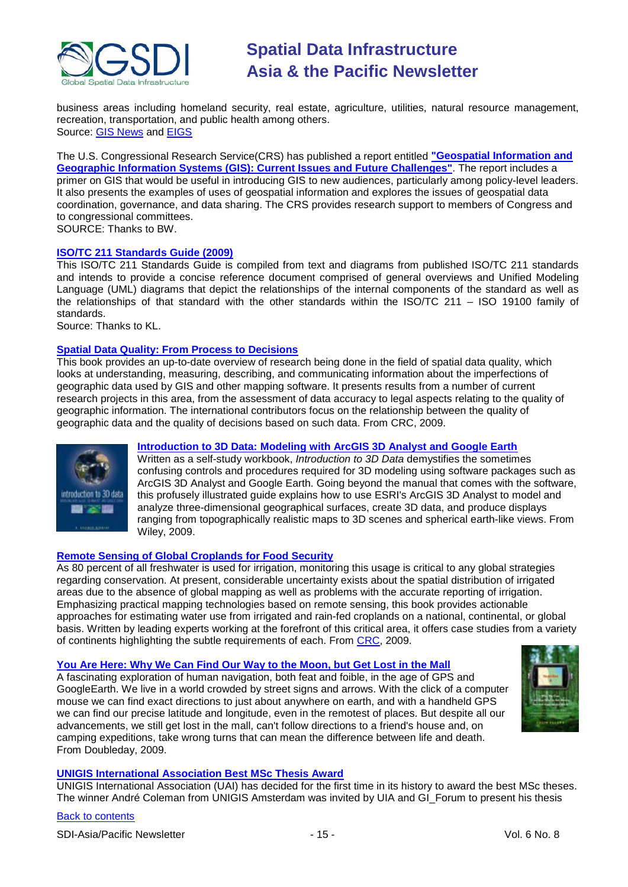business areas including homeland security, real estate, agriculture, utilities, natural resource management, recreation, transportation, and public health among others.
Source: GIS News and EIGS

The U.S. Congressional Research Service(CRS) has published a report entitled **"Geospatial Information and Geographic Information Systems (GIS): Current Issues and Future Challenges"**. The report includes a primer on GIS that would be useful in introducing GIS to new audiences, particularly among policy-level leaders. It also presents the examples of uses of geospatial information and explores the issues of geospatial data coordination, governance, and data sharing. The CRS provides research support to members of Congress and to congressional committees.
SOURCE: Thanks to BW.

**ISO/TC 211 Standards Guide (2009)**
This ISO/TC 211 Standards Guide is compiled from text and diagrams from published ISO/TC 211 standards and intends to provide a concise reference document comprised of general overviews and Unified Modeling Language (UML) diagrams that depict the relationships of the internal components of the standard as well as the relationships of that standard with the other standards within the ISO/TC 211 – ISO 19100 family of standards.
Source: Thanks to KL.

**Spatial Data Quality: From Process to Decisions**
This book provides an up-to-date overview of research being done in the field of spatial data quality, which looks at understanding, measuring, describing, and communicating information about the imperfections of geographic data used by GIS and other mapping software. It presents results from a number of current research projects in this area, from the assessment of data accuracy to legal aspects relating to the quality of geographic information. The international contributors focus on the relationship between the quality of geographic data and the quality of decisions based on such data. From CRC, 2009.

**Introduction to 3D Data: Modeling with ArcGIS 3D Analyst and Google Earth**
Written as a self-study workbook, *Introduction to 3D Data* demystifies the sometimes confusing controls and procedures required for 3D modeling using software packages such as ArcGIS 3D Analyst and Google Earth. Going beyond the manual that comes with the software, this profusely illustrated guide explains how to use ESRI's ArcGIS 3D Analyst to model and analyze three-dimensional geographical surfaces, create 3D data, and produce displays ranging from topographically realistic maps to 3D scenes and spherical earth-like views. From Wiley, 2009.

**Remote Sensing of Global Croplands for Food Security**
As 80 percent of all freshwater is used for irrigation, monitoring this usage is critical to any global strategies regarding conservation. At present, considerable uncertainty exists about the spatial distribution of irrigated areas due to the absence of global mapping as well as problems with the accurate reporting of irrigation. Emphasizing practical mapping technologies based on remote sensing, this book provides actionable approaches for estimating water use from irrigated and rain-fed croplands on a national, continental, or global basis. Written by leading experts working at the forefront of this critical area, it offers case studies from a variety of continents highlighting the subtle requirements of each. From CRC, 2009.

**You Are Here: Why We Can Find Our Way to the Moon, but Get Lost in the Mall**
A fascinating exploration of human navigation, both feat and foible, in the age of GPS and GoogleEarth. We live in a world crowded by street signs and arrows. With the click of a computer mouse we can find exact directions to just about anywhere on earth, and with a handheld GPS we can find our precise latitude and longitude, even in the remotest of places. But despite all our advancements, we still get lost in the mall, can't follow directions to a friend's house and, on camping expeditions, take wrong turns that can mean the difference between life and death. From Doubleday, 2009.

**UNIGIS International Association Best MSc Thesis Award**
UNIGIS International Association (UAI) has decided for the first time in its history to award the best MSc theses. The winner André Coleman from UNIGIS Amsterdam was invited by UIA and GI_Forum to present his thesis

Back to contents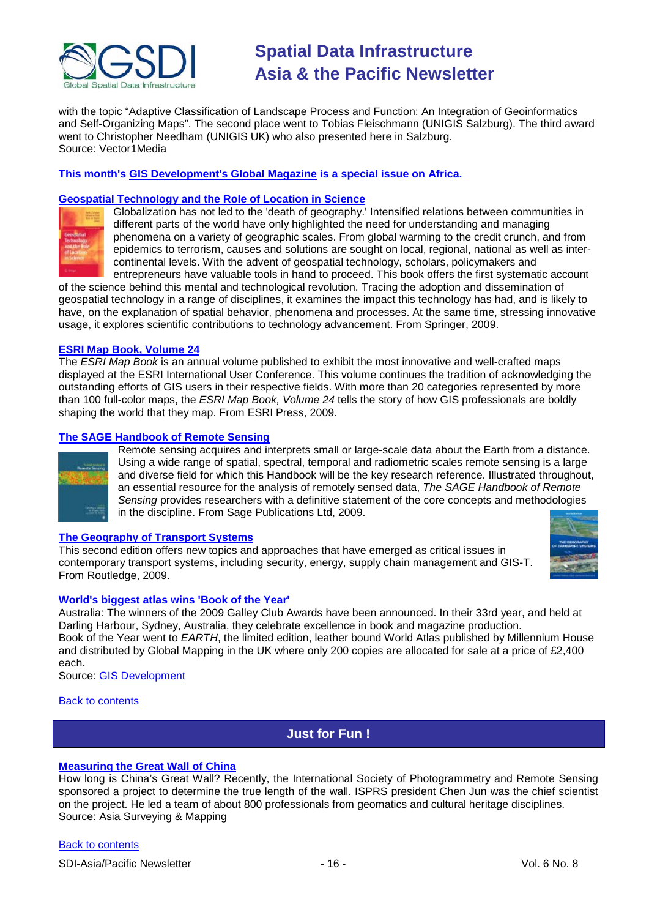with the topic "Adaptive Classification of Landscape Process and Function: An Integration of Geoinformatics and Self-Organizing Maps". The second place went to Tobias Fleischmann (UNIGIS Salzburg). The third award went to Christopher Needham (UNIGIS UK) who also presented here in Salzburg.
Source: Vector1Media

**This month's GIS Development's Global Magazine is a special issue on Africa.**

### Geospatial Technology and the Role of Location in Science

Globalization has not led to the 'death of geography.' Intensified relations between communities in different parts of the world have only highlighted the need for understanding and managing phenomena on a variety of geographic scales. From global warming to the credit crunch, and from epidemics to terrorism, causes and solutions are sought on local, regional, national as well as inter-continental levels. With the advent of geospatial technology, scholars, policymakers and entrepreneurs have valuable tools in hand to proceed. This book offers the first systematic account of the science behind this mental and technological revolution. Tracing the adoption and dissemination of geospatial technology in a range of disciplines, it examines the impact this technology has had, and is likely to have, on the explanation of spatial behavior, phenomena and processes. At the same time, stressing innovative usage, it explores scientific contributions to technology advancement. From Springer, 2009.

### ESRI Map Book, Volume 24

The *ESRI Map Book* is an annual volume published to exhibit the most innovative and well-crafted maps displayed at the ESRI International User Conference. This volume continues the tradition of acknowledging the outstanding efforts of GIS users in their respective fields. With more than 20 categories represented by more than 100 full-color maps, the *ESRI Map Book, Volume 24* tells the story of how GIS professionals are boldly shaping the world that they map. From ESRI Press, 2009.

### The SAGE Handbook of Remote Sensing

Remote sensing acquires and interprets small or large-scale data about the Earth from a distance. Using a wide range of spatial, spectral, temporal and radiometric scales remote sensing is a large and diverse field for which this Handbook will be the key research reference. Illustrated throughout, an essential resource for the analysis of remotely sensed data, *The SAGE Handbook of Remote Sensing* provides researchers with a definitive statement of the core concepts and methodologies in the discipline. From Sage Publications Ltd, 2009.

### The Geography of Transport Systems

This second edition offers new topics and approaches that have emerged as critical issues in contemporary transport systems, including security, energy, supply chain management and GIS-T. From Routledge, 2009.

### World's biggest atlas wins 'Book of the Year'

Australia: The winners of the 2009 Galley Club Awards have been announced. In their 33rd year, and held at Darling Harbour, Sydney, Australia, they celebrate excellence in book and magazine production.
Book of the Year went to *EARTH*, the limited edition, leather bound World Atlas published by Millennium House and distributed by Global Mapping in the UK where only 200 copies are allocated for sale at a price of £2,400 each.
Source: GIS Development

Back to contents

## Just for Fun !

### Measuring the Great Wall of China

How long is China's Great Wall? Recently, the International Society of Photogrammetry and Remote Sensing sponsored a project to determine the true length of the wall. ISPRS president Chen Jun was the chief scientist on the project. He led a team of about 800 professionals from geomatics and cultural heritage disciplines.
Source: Asia Surveying & Mapping

Back to contents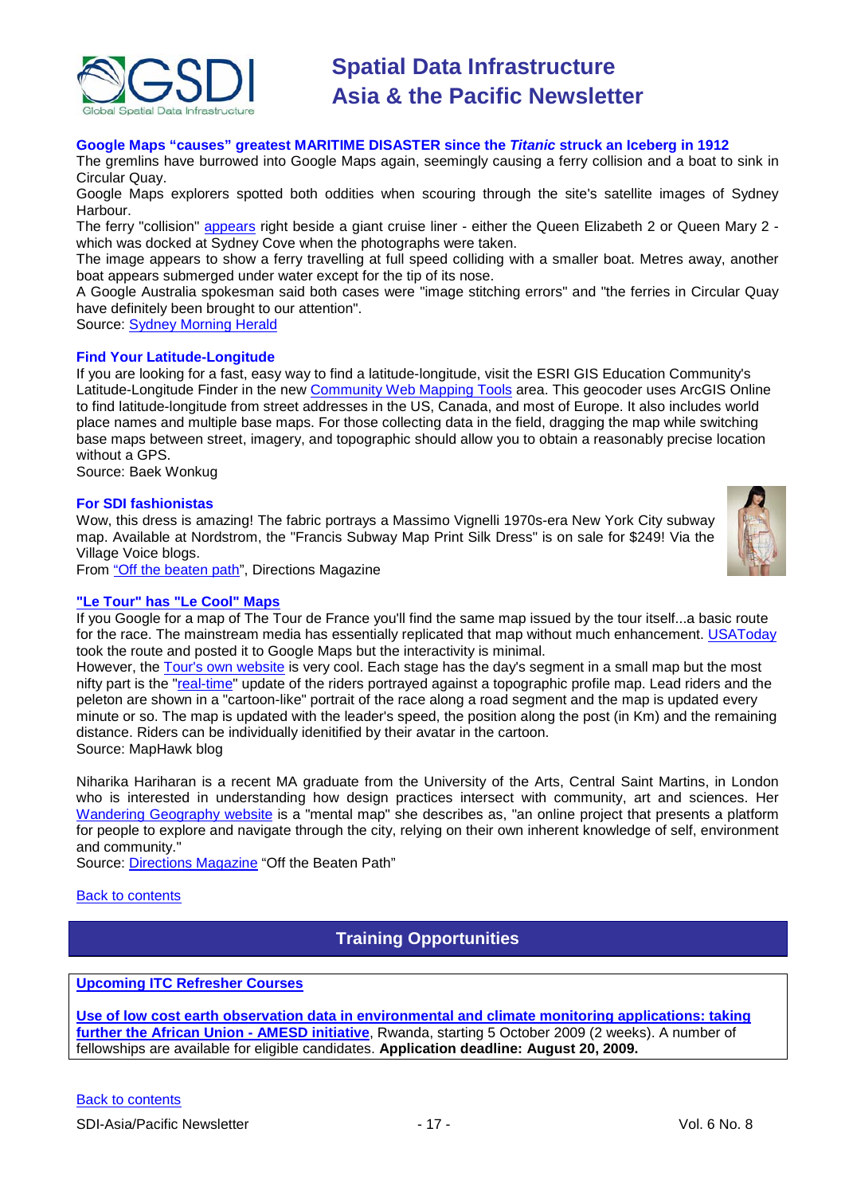### Google Maps "causes" greatest MARITIME DISASTER since the *Titanic* struck an Iceberg in 1912

The gremlins have burrowed into Google Maps again, seemingly causing a ferry collision and a boat to sink in Circular Quay.

Google Maps explorers spotted both oddities when scouring through the site's satellite images of Sydney Harbour.

The ferry "collision" appears right beside a giant cruise liner - either the Queen Elizabeth 2 or Queen Mary 2 - which was docked at Sydney Cove when the photographs were taken.

The image appears to show a ferry travelling at full speed colliding with a smaller boat. Metres away, another boat appears submerged under water except for the tip of its nose.

A Google Australia spokesman said both cases were "image stitching errors" and "the ferries in Circular Quay have definitely been brought to our attention".

Source: Sydney Morning Herald

### Find Your Latitude-Longitude

If you are looking for a fast, easy way to find a latitude-longitude, visit the ESRI GIS Education Community's Latitude-Longitude Finder in the new Community Web Mapping Tools area. This geocoder uses ArcGIS Online to find latitude-longitude from street addresses in the US, Canada, and most of Europe. It also includes world place names and multiple base maps. For those collecting data in the field, dragging the map while switching base maps between street, imagery, and topographic should allow you to obtain a reasonably precise location without a GPS.

Source: Baek Wonkug

### For SDI fashionistas

Wow, this dress is amazing! The fabric portrays a Massimo Vignelli 1970s-era New York City subway map. Available at Nordstrom, the "Francis Subway Map Print Silk Dress" is on sale for $249! Via the Village Voice blogs.

From "Off the beaten path", Directions Magazine

### "Le Tour" has "Le Cool" Maps

If you Google for a map of The Tour de France you'll find the same map issued by the tour itself...a basic route for the race. The mainstream media has essentially replicated that map without much enhancement. USAToday took the route and posted it to Google Maps but the interactivity is minimal.

However, the Tour's own website is very cool. Each stage has the day's segment in a small map but the most nifty part is the "real-time" update of the riders portrayed against a topographic profile map. Lead riders and the peleton are shown in a "cartoon-like" portrait of the race along a road segment and the map is updated every minute or so. The map is updated with the leader's speed, the position along the post (in Km) and the remaining distance. Riders can be individually idenitified by their avatar in the cartoon.

Source: MapHawk blog

Niharika Hariharan is a recent MA graduate from the University of the Arts, Central Saint Martins, in London who is interested in understanding how design practices intersect with community, art and sciences. Her Wandering Geography website is a "mental map" she describes as, "an online project that presents a platform for people to explore and navigate through the city, relying on their own inherent knowledge of self, environment and community."

Source: Directions Magazine "Off the Beaten Path"

Back to contents

## Training Opportunities

**Upcoming ITC Refresher Courses**

**Use of low cost earth observation data in environmental and climate monitoring applications: taking further the African Union - AMESD initiative**, Rwanda, starting 5 October 2009 (2 weeks). A number of fellowships are available for eligible candidates. **Application deadline: August 20, 2009.**

Back to contents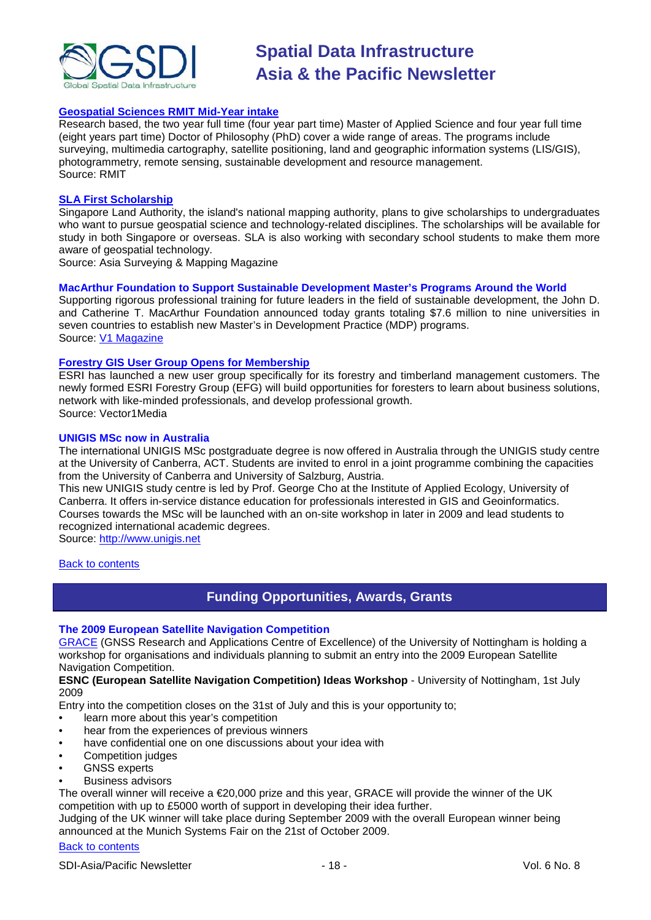### Geospatial Sciences RMIT Mid-Year intake

Research based, the two year full time (four year part time) Master of Applied Science and four year full time (eight years part time) Doctor of Philosophy (PhD) cover a wide range of areas. The programs include surveying, multimedia cartography, satellite positioning, land and geographic information systems (LIS/GIS), photogrammetry, remote sensing, sustainable development and resource management.
Source: RMIT

### SLA First Scholarship

Singapore Land Authority, the island's national mapping authority, plans to give scholarships to undergraduates who want to pursue geospatial science and technology-related disciplines. The scholarships will be available for study in both Singapore or overseas. SLA is also working with secondary school students to make them more aware of geospatial technology.
Source: Asia Surveying & Mapping Magazine

### MacArthur Foundation to Support Sustainable Development Master's Programs Around the World

Supporting rigorous professional training for future leaders in the field of sustainable development, the John D. and Catherine T. MacArthur Foundation announced today grants totaling $7.6 million to nine universities in seven countries to establish new Master's in Development Practice (MDP) programs.
Source: V1 Magazine

### Forestry GIS User Group Opens for Membership

ESRI has launched a new user group specifically for its forestry and timberland management customers. The newly formed ESRI Forestry Group (EFG) will build opportunities for foresters to learn about business solutions, network with like-minded professionals, and develop professional growth.
Source: Vector1Media

### UNIGIS MSc now in Australia

The international UNIGIS MSc postgraduate degree is now offered in Australia through the UNIGIS study centre at the University of Canberra, ACT. Students are invited to enrol in a joint programme combining the capacities from the University of Canberra and University of Salzburg, Austria.
This new UNIGIS study centre is led by Prof. George Cho at the Institute of Applied Ecology, University of Canberra. It offers in-service distance education for professionals interested in GIS and Geoinformatics. Courses towards the MSc will be launched with an on-site workshop in later in 2009 and lead students to recognized international academic degrees.
Source: http://www.unigis.net

Back to contents

## Funding Opportunities, Awards, Grants

### The 2009 European Satellite Navigation Competition

GRACE (GNSS Research and Applications Centre of Excellence) of the University of Nottingham is holding a workshop for organisations and individuals planning to submit an entry into the 2009 European Satellite Navigation Competition.

**ESNC (European Satellite Navigation Competition) Ideas Workshop** - University of Nottingham, 1st July 2009

Entry into the competition closes on the 31st of July and this is your opportunity to;

- learn more about this year's competition
- hear from the experiences of previous winners
- have confidential one on one discussions about your idea with
- Competition judges
- GNSS experts
- Business advisors

The overall winner will receive a €20,000 prize and this year, GRACE will provide the winner of the UK competition with up to £5000 worth of support in developing their idea further.
Judging of the UK winner will take place during September 2009 with the overall European winner being announced at the Munich Systems Fair on the 21st of October 2009.

Back to contents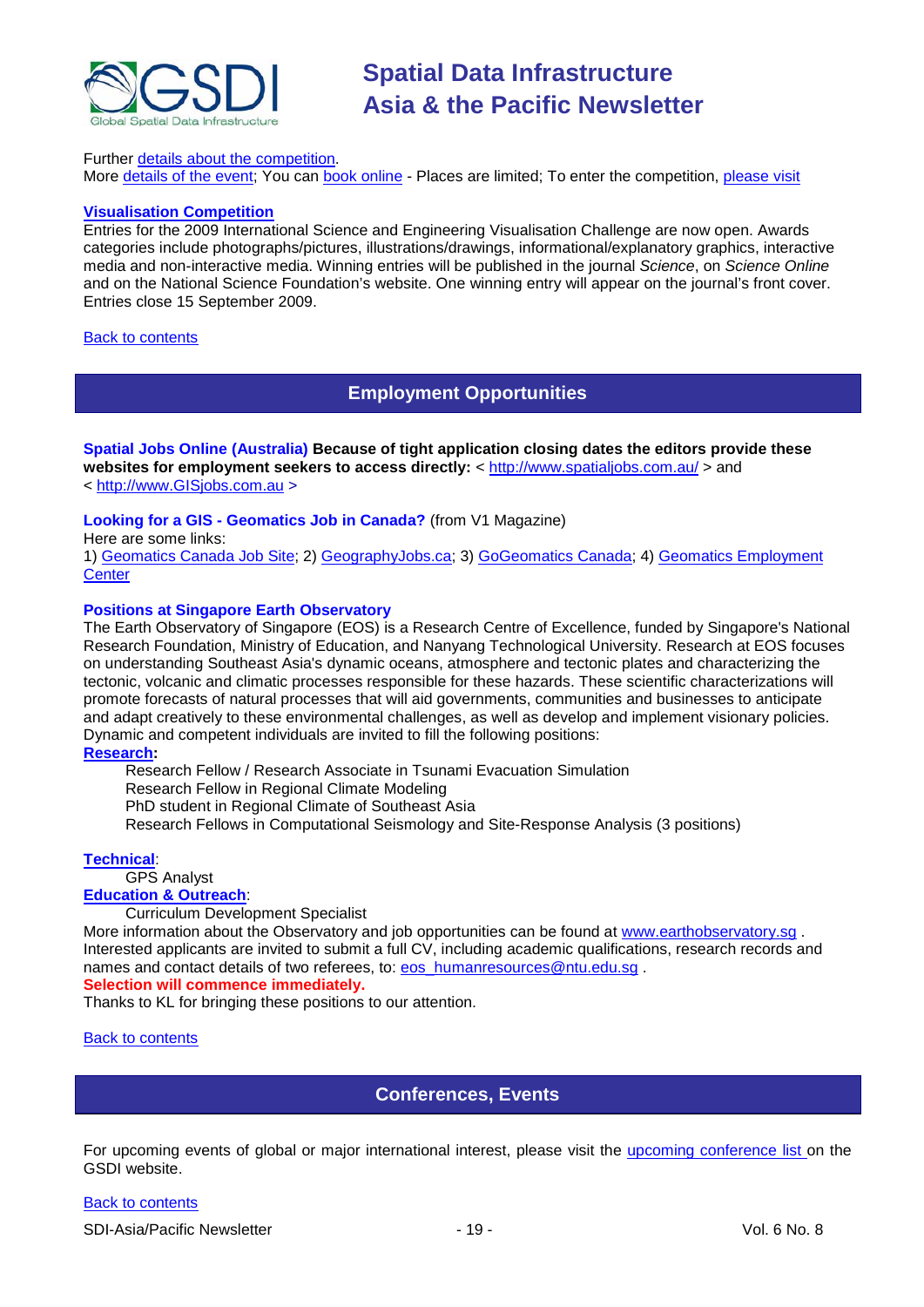Further details about the competition.
More details of the event; You can book online - Places are limited; To enter the competition, please visit

**Visualisation Competition**
Entries for the 2009 International Science and Engineering Visualisation Challenge are now open. Awards categories include photographs/pictures, illustrations/drawings, informational/explanatory graphics, interactive media and non-interactive media. Winning entries will be published in the journal *Science*, on *Science Online* and on the National Science Foundation's website. One winning entry will appear on the journal's front cover. Entries close 15 September 2009.

Back to contents

## Employment Opportunities

**Spatial Jobs Online (Australia) Because of tight application closing dates the editors provide these websites for employment seekers to access directly:** < http://www.spatialjobs.com.au/ > and < http://www.GISjobs.com.au >

**Looking for a GIS - Geomatics Job in Canada?** (from V1 Magazine)
Here are some links:
1) Geomatics Canada Job Site; 2) GeographyJobs.ca; 3) GoGeomatics Canada; 4) Geomatics Employment Center

**Positions at Singapore Earth Observatory**
The Earth Observatory of Singapore (EOS) is a Research Centre of Excellence, funded by Singapore's National Research Foundation, Ministry of Education, and Nanyang Technological University. Research at EOS focuses on understanding Southeast Asia's dynamic oceans, atmosphere and tectonic plates and characterizing the tectonic, volcanic and climatic processes responsible for these hazards. These scientific characterizations will promote forecasts of natural processes that will aid governments, communities and businesses to anticipate and adapt creatively to these environmental challenges, as well as develop and implement visionary policies. Dynamic and competent individuals are invited to fill the following positions:

**Research:**

- Research Fellow / Research Associate in Tsunami Evacuation Simulation
- Research Fellow in Regional Climate Modeling
- PhD student in Regional Climate of Southeast Asia
- Research Fellows in Computational Seismology and Site-Response Analysis (3 positions)

**Technical**:

- GPS Analyst

**Education & Outreach**:

- Curriculum Development Specialist

More information about the Observatory and job opportunities can be found at www.earthobservatory.sg . Interested applicants are invited to submit a full CV, including academic qualifications, research records and names and contact details of two referees, to: eos_humanresources@ntu.edu.sg .
**Selection will commence immediately.**
Thanks to KL for bringing these positions to our attention.

Back to contents

## Conferences, Events

For upcoming events of global or major international interest, please visit the upcoming conference list on the GSDI website.

Back to contents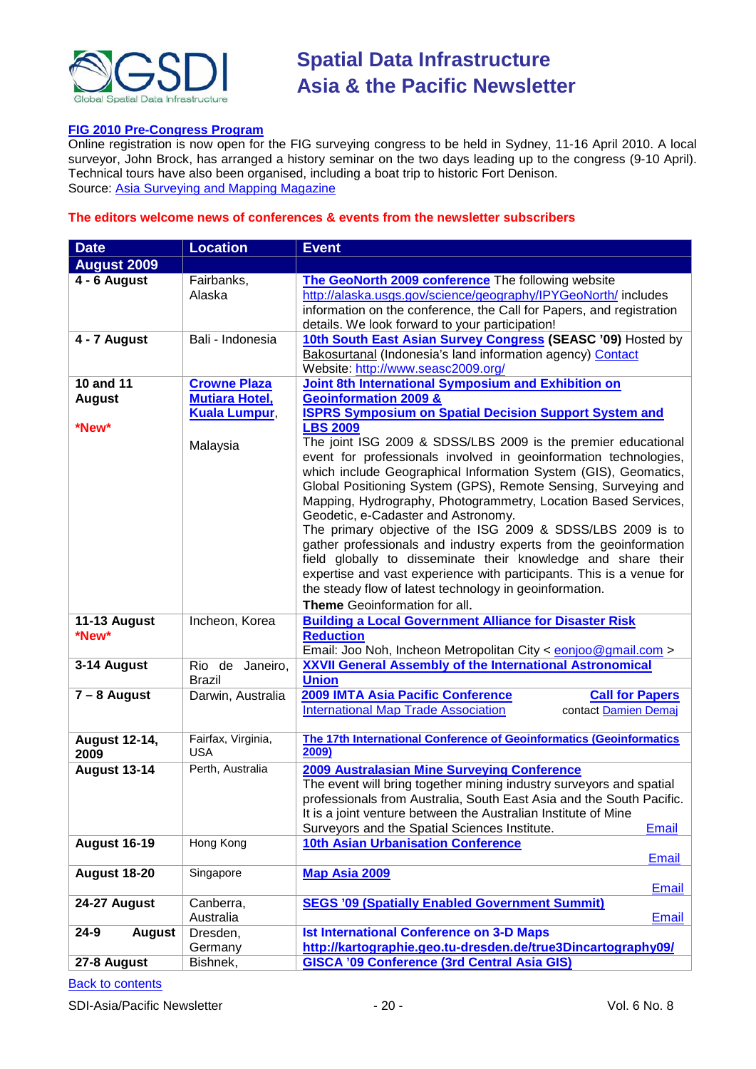**FIG 2010 Pre-Congress Program**

Online registration is now open for the FIG surveying congress to be held in Sydney, 11-16 April 2010. A local surveyor, John Brock, has arranged a history seminar on the two days leading up to the congress (9-10 April). Technical tours have also been organised, including a boat trip to historic Fort Denison.
Source: Asia Surveying and Mapping Magazine

**The editors welcome news of conferences & events from the newsletter subscribers**

| Date | Location | Event |
|---|---|---|
| **August 2009** | | |
| **4 - 6 August** | Fairbanks, Alaska | **The GeoNorth 2009 conference** The following website http://alaska.usgs.gov/science/geography/IPYGeoNorth/ includes information on the conference, the Call for Papers, and registration details. We look forward to your participation! |
| **4 - 7 August** | Bali - Indonesia | **10th South East Asian Survey Congress (SEASC '09)** Hosted by Bakosurtanal (Indonesia's land information agency) Contact Website: http://www.seasc2009.org/ |
| **10 and 11 August** *New* | **Crowne Plaza Mutiara Hotel, Kuala Lumpur**, Malaysia | **Joint 8th International Symposium and Exhibition on Geoinformation 2009 & ISPRS Symposium on Spatial Decision Support System and LBS 2009** The joint ISG 2009 & SDSS/LBS 2009 is the premier educational event for professionals involved in geoinformation technologies, which include Geographical Information System (GIS), Geomatics, Global Positioning System (GPS), Remote Sensing, Surveying and Mapping, Hydrography, Photogrammetry, Location Based Services, Geodetic, e-Cadaster and Astronomy. The primary objective of the ISG 2009 & SDSS/LBS 2009 is to gather professionals and industry experts from the geoinformation field globally to disseminate their knowledge and share their expertise and vast experience with participants. This is a venue for the steady flow of latest technology in geoinformation. **Theme** Geoinformation for all. |
| **11-13 August** *New* | Incheon, Korea | **Building a Local Government Alliance for Disaster Risk Reduction** Email: Joo Noh, Incheon Metropolitan City < eonjoo@gmail.com > |
| **3-14 August** | Rio de Janeiro, Brazil | **XXVII General Assembly of the International Astronomical Union** |
| **7 – 8 August** | Darwin, Australia | **2009 IMTA Asia Pacific Conference** International Map Trade Association **Call for Papers** contact Damien Demaj |
| **August 12-14, 2009** | Fairfax, Virginia, USA | **The 17th International Conference of Geoinformatics (Geoinformatics 2009)** |
| **August 13-14** | Perth, Australia | **2009 Australasian Mine Surveying Conference** The event will bring together mining industry surveyors and spatial professionals from Australia, South East Asia and the South Pacific. It is a joint venture between the Australian Institute of Mine Surveyors and the Spatial Sciences Institute. Email |
| **August 16-19** | Hong Kong | **10th Asian Urbanisation Conference** Email |
| **August 18-20** | Singapore | **Map Asia 2009** Email |
| **24-27 August** | Canberra, Australia | **SEGS '09 (Spatially Enabled Government Summit)** Email |
| **24-9 August** | Dresden, Germany | **Ist International Conference on 3-D Maps** **http://kartographie.geo.tu-dresden.de/true3Dincartography09/** |
| **27-8 August** | Bishnek, | **GISCA '09 Conference (3rd Central Asia GIS)** |

Back to contents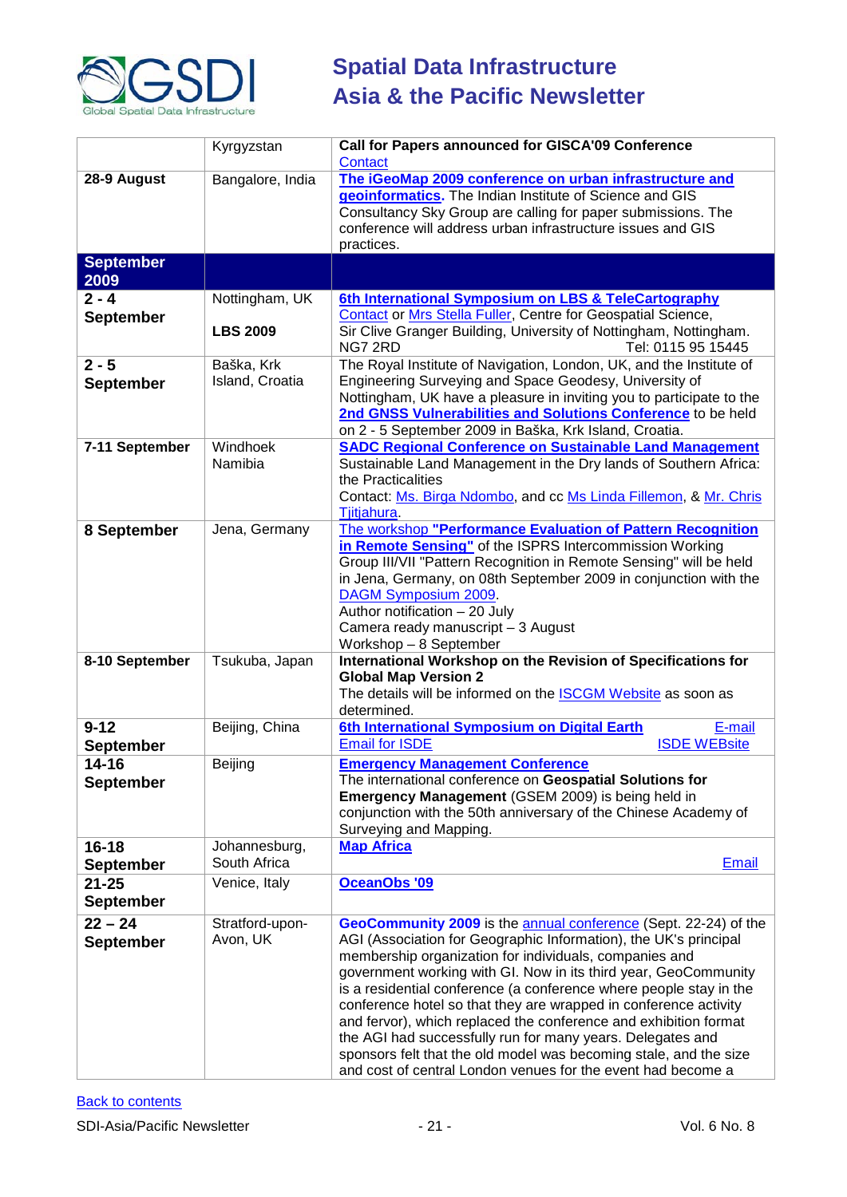| | Kyrgyzstan | **Call for Papers announced for GISCA'09 Conference** Contact |
|---|---|---|
| **28-9 August** | Bangalore, India | **The iGeoMap 2009 conference on urban infrastructure and geoinformatics.** The Indian Institute of Science and GIS Consultancy Sky Group are calling for paper submissions. The conference will address urban infrastructure issues and GIS practices. |
| **September 2009** | | |
| **2 - 4 September** | Nottingham, UK **LBS 2009** | **6th International Symposium on LBS & TeleCartography** Contact or Mrs Stella Fuller, Centre for Geospatial Science, Sir Clive Granger Building, University of Nottingham, Nottingham. NG7 2RD Tel: 0115 95 15445 |
| **2 - 5 September** | Baška, Krk Island, Croatia | The Royal Institute of Navigation, London, UK, and the Institute of Engineering Surveying and Space Geodesy, University of Nottingham, UK have a pleasure in inviting you to participate to the **2nd GNSS Vulnerabilities and Solutions Conference** to be held on 2 - 5 September 2009 in Baška, Krk Island, Croatia. |
| **7-11 September** | Windhoek Namibia | **SADC Regional Conference on Sustainable Land Management** Sustainable Land Management in the Dry lands of Southern Africa: the Practicalities Contact: Ms. Birga Ndombo, and cc Ms Linda Fillemon, & Mr. Chris Tjitjahura. |
| **8 September** | Jena, Germany | The workshop **"Performance Evaluation of Pattern Recognition in Remote Sensing"** of the ISPRS Intercommission Working Group III/VII "Pattern Recognition in Remote Sensing" will be held in Jena, Germany, on 08th September 2009 in conjunction with the DAGM Symposium 2009. Author notification – 20 July Camera ready manuscript – 3 August Workshop – 8 September |
| **8-10 September** | Tsukuba, Japan | **International Workshop on the Revision of Specifications for Global Map Version 2** The details will be informed on the ISCGM Website as soon as determined. |
| **9-12 September** | Beijing, China | **6th International Symposium on Digital Earth** E-mail Email for ISDE ISDE WEBsite |
| **14-16 September** | Beijing | **Emergency Management Conference** The international conference on **Geospatial Solutions for Emergency Management** (GSEM 2009) is being held in conjunction with the 50th anniversary of the Chinese Academy of Surveying and Mapping. |
| **16-18 September** | Johannesburg, South Africa | **Map Africa** Email |
| **21-25 September** | Venice, Italy | **OceanObs '09** |
| **22 – 24 September** | Stratford-upon-Avon, UK | **GeoCommunity 2009** is the annual conference (Sept. 22-24) of the AGI (Association for Geographic Information), the UK's principal membership organization for individuals, companies and government working with GI. Now in its third year, GeoCommunity is a residential conference (a conference where people stay in the conference hotel so that they are wrapped in conference activity and fervor), which replaced the conference and exhibition format the AGI had successfully run for many years. Delegates and sponsors felt that the old model was becoming stale, and the size and cost of central London venues for the event had become a |

Back to contents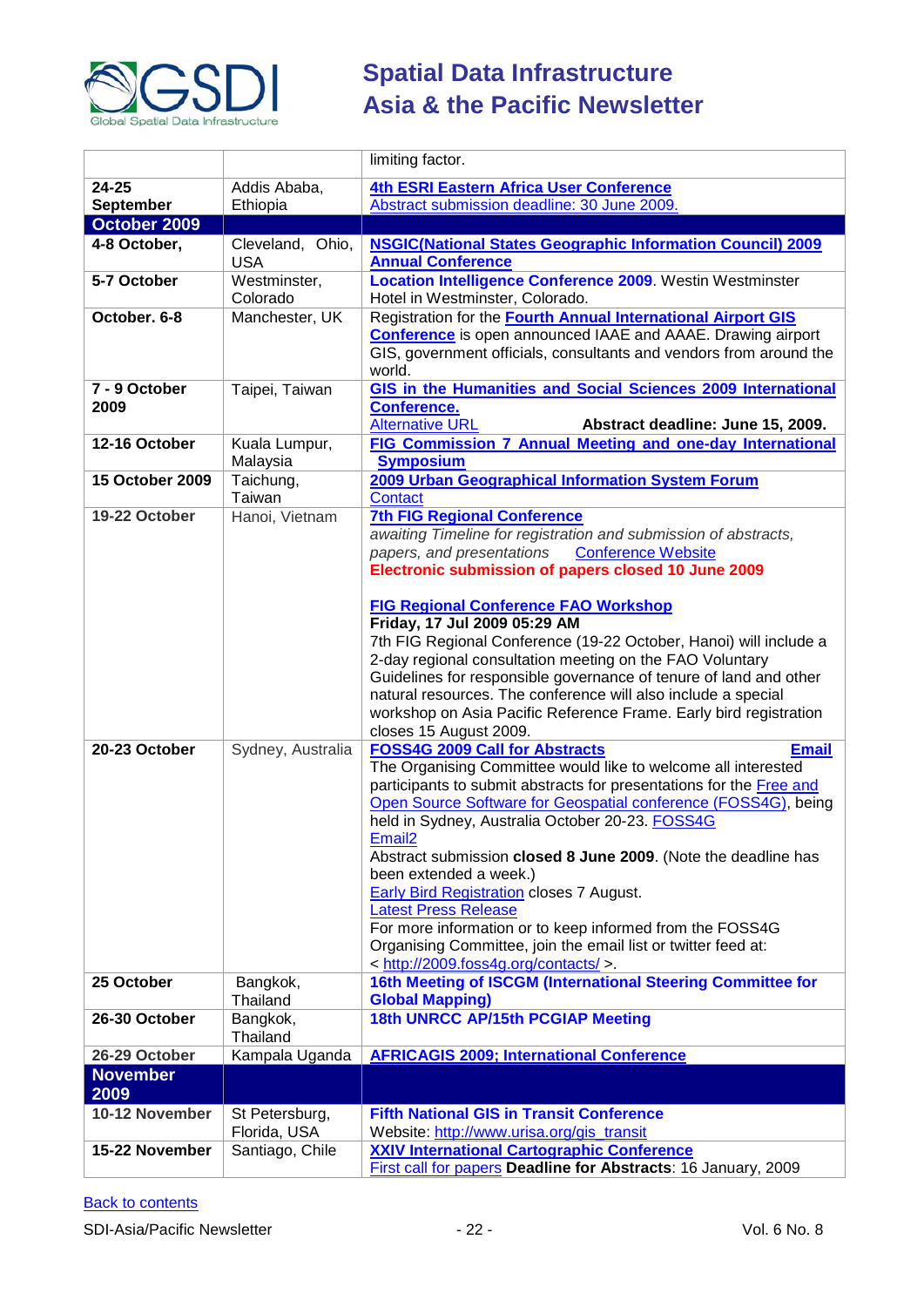| | | |
|---|---|---|
| | | limiting factor. |
| **24-25 September** | Addis Ababa, Ethiopia | **4th ESRI Eastern Africa User Conference**<br>Abstract submission deadline: 30 June 2009. |
| **October 2009** | | |
| **4-8 October,** | Cleveland, Ohio, USA | **NSGIC(National States Geographic Information Council) 2009 Annual Conference** |
| **5-7 October** | Westminster, Colorado | **Location Intelligence Conference 2009**. Westin Westminster Hotel in Westminster, Colorado. |
| **October. 6-8** | Manchester, UK | Registration for the **Fourth Annual International Airport GIS Conference** is open announced IAAE and AAAE. Drawing airport GIS, government officials, consultants and vendors from around the world. |
| **7 - 9 October 2009** | Taipei, Taiwan | **GIS in the Humanities and Social Sciences 2009 International Conference.**<br>Alternative URL **Abstract deadline: June 15, 2009.** |
| **12-16 October** | Kuala Lumpur, Malaysia | **FIG Commission 7 Annual Meeting and one-day International Symposium** |
| **15 October 2009** | Taichung, Taiwan | **2009 Urban Geographical Information System Forum**<br>Contact |
| **19-22 October** | Hanoi, Vietnam | **7th FIG Regional Conference**<br>*awaiting Timeline for registration and submission of abstracts, papers, and presentations* Conference Website<br>**Electronic submission of papers closed 10 June 2009**<br><br>**FIG Regional Conference FAO Workshop**<br>**Friday, 17 Jul 2009 05:29 AM**<br>7th FIG Regional Conference (19-22 October, Hanoi) will include a 2-day regional consultation meeting on the FAO Voluntary Guidelines for responsible governance of tenure of land and other natural resources. The conference will also include a special workshop on Asia Pacific Reference Frame. Early bird registration closes 15 August 2009. |
| **20-23 October** | Sydney, Australia | **FOSS4G 2009 Call for Abstracts** **Email**<br>The Organising Committee would like to welcome all interested participants to submit abstracts for presentations for the Free and Open Source Software for Geospatial conference (FOSS4G), being held in Sydney, Australia October 20-23. FOSS4G Email2<br>Abstract submission **closed 8 June 2009**. (Note the deadline has been extended a week.)<br>Early Bird Registration closes 7 August.<br>Latest Press Release<br>For more information or to keep informed from the FOSS4G Organising Committee, join the email list or twitter feed at: < http://2009.foss4g.org/contacts/ >. |
| **25 October** | Bangkok, Thailand | **16th Meeting of ISCGM (International Steering Committee for Global Mapping)** |
| **26-30 October** | Bangkok, Thailand | **18th UNRCC AP/15th PCGIAP Meeting** |
| **26-29 October** | Kampala Uganda | **AFRICAGIS 2009; International Conference** |
| **November 2009** | | |
| **10-12 November** | St Petersburg, Florida, USA | **Fifth National GIS in Transit Conference**<br>Website: http://www.urisa.org/gis_transit |
| **15-22 November** | Santiago, Chile | **XXIV International Cartographic Conference**<br>First call for papers **Deadline for Abstracts**: 16 January, 2009 |

Back to contents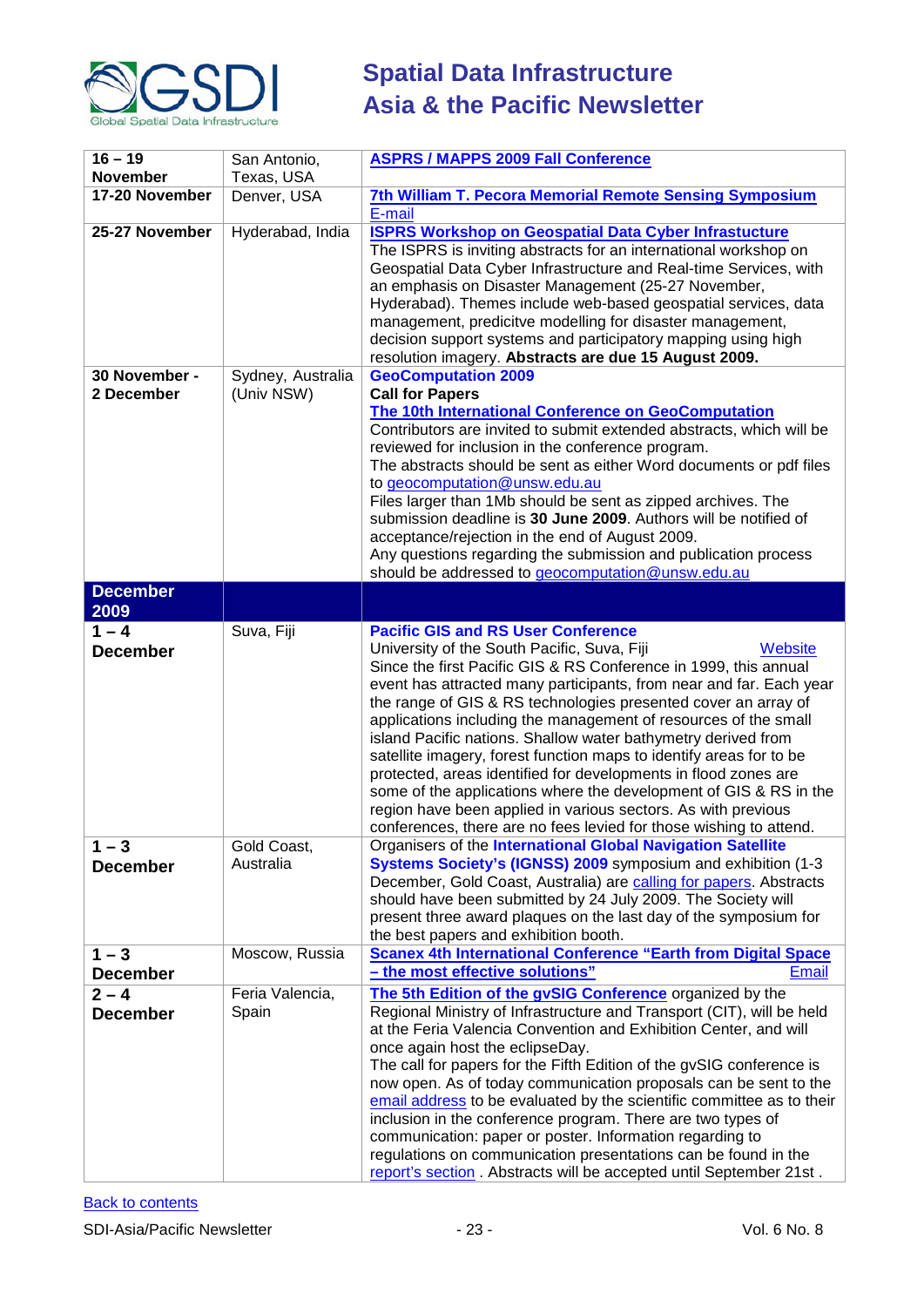| | | |
|---|---|---|
| **16 – 19 November** | San Antonio, Texas, USA | **ASPRS / MAPPS 2009 Fall Conference** |
| **17-20 November** | Denver, USA | **7th William T. Pecora Memorial Remote Sensing Symposium** E-mail |
| **25-27 November** | Hyderabad, India | **ISPRS Workshop on Geospatial Data Cyber Infrastucture** The ISPRS is inviting abstracts for an international workshop on Geospatial Data Cyber Infrastructure and Real-time Services, with an emphasis on Disaster Management (25-27 November, Hyderabad). Themes include web-based geospatial services, data management, predicitve modelling for disaster management, decision support systems and participatory mapping using high resolution imagery. **Abstracts are due 15 August 2009.** |
| **30 November - 2 December** | Sydney, Australia (Univ NSW) | **GeoComputation 2009** **Call for Papers** **The 10th International Conference on GeoComputation** Contributors are invited to submit extended abstracts, which will be reviewed for inclusion in the conference program. The abstracts should be sent as either Word documents or pdf files to geocomputation@unsw.edu.au Files larger than 1Mb should be sent as zipped archives. The submission deadline is **30 June 2009**. Authors will be notified of acceptance/rejection in the end of August 2009. Any questions regarding the submission and publication process should be addressed to geocomputation@unsw.edu.au |
| **December 2009** | | |
| **1 – 4 December** | Suva, Fiji | **Pacific GIS and RS User Conference** University of the South Pacific, Suva, Fiji Website Since the first Pacific GIS & RS Conference in 1999, this annual event has attracted many participants, from near and far. Each year the range of GIS & RS technologies presented cover an array of applications including the management of resources of the small island Pacific nations. Shallow water bathymetry derived from satellite imagery, forest function maps to identify areas for to be protected, areas identified for developments in flood zones are some of the applications where the development of GIS & RS in the region have been applied in various sectors. As with previous conferences, there are no fees levied for those wishing to attend. |
| **1 – 3 December** | Gold Coast, Australia | Organisers of the **International Global Navigation Satellite Systems Society's (IGNSS) 2009** symposium and exhibition (1-3 December, Gold Coast, Australia) are calling for papers. Abstracts should have been submitted by 24 July 2009. The Society will present three award plaques on the last day of the symposium for the best papers and exhibition booth. |
| **1 – 3 December** | Moscow, Russia | **Scanex 4th International Conference "Earth from Digital Space – the most effective solutions"** Email |
| **2 – 4 December** | Feria Valencia, Spain | **The 5th Edition of the gvSIG Conference** organized by the Regional Ministry of Infrastructure and Transport (CIT), will be held at the Feria Valencia Convention and Exhibition Center, and will once again host the eclipseDay. The call for papers for the Fifth Edition of the gvSIG conference is now open. As of today communication proposals can be sent to the email address to be evaluated by the scientific committee as to their inclusion in the conference program. There are two types of communication: paper or poster. Information regarding to regulations on communication presentations can be found in the report's section . Abstracts will be accepted until September 21st . |

Back to contents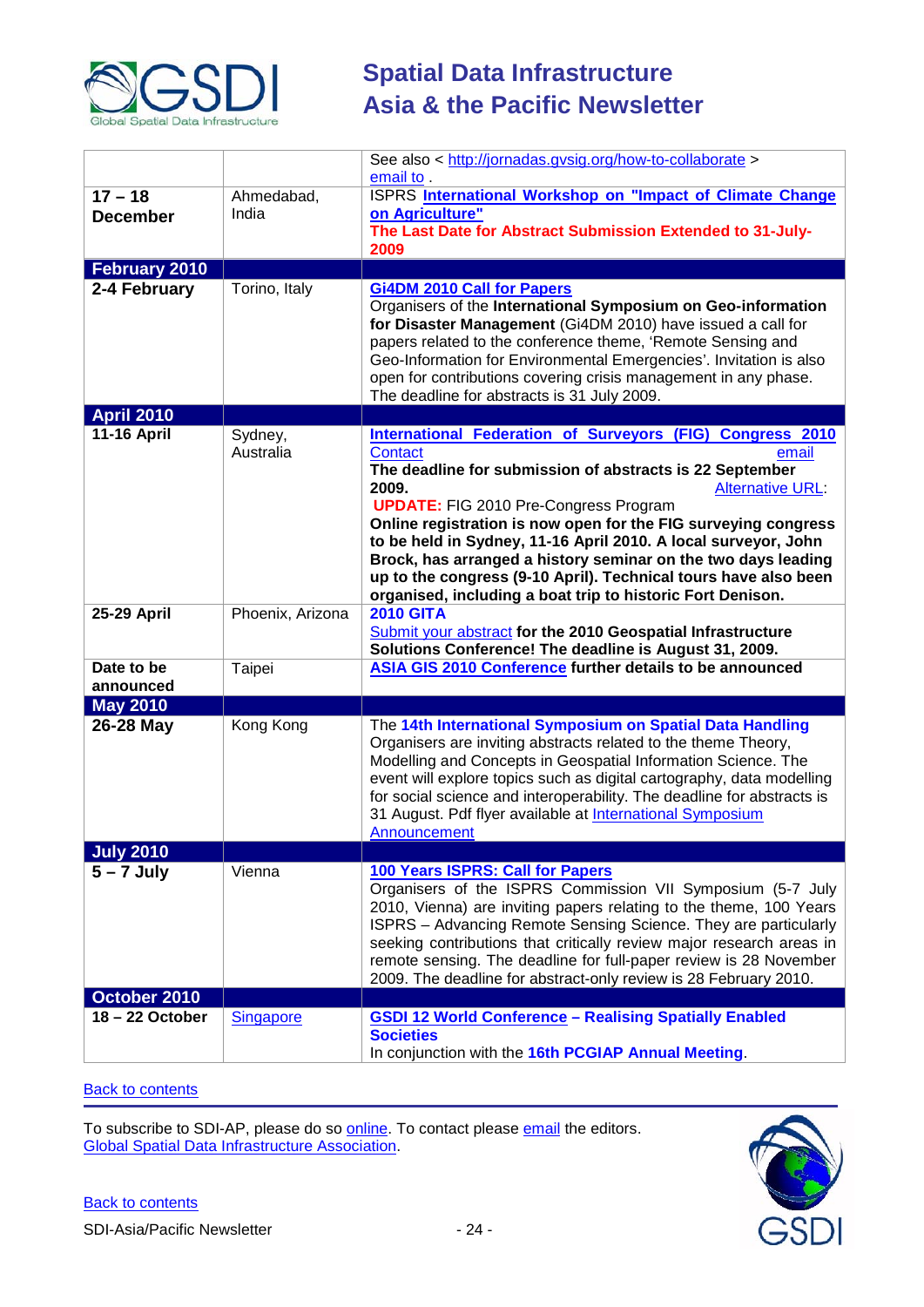| | | |
|---|---|---|
| | | See also < http://jornadas.gvsig.org/how-to-collaborate > email to . |
| **17 – 18 December** | Ahmedabad, India | ISPRS **International Workshop on "Impact of Climate Change on Agriculture"** **The Last Date for Abstract Submission Extended to 31-July-2009** |
| **February 2010** | | |
| **2-4 February** | Torino, Italy | **Gi4DM 2010 Call for Papers** Organisers of the **International Symposium on Geo-information for Disaster Management** (Gi4DM 2010) have issued a call for papers related to the conference theme, 'Remote Sensing and Geo-Information for Environmental Emergencies'. Invitation is also open for contributions covering crisis management in any phase. The deadline for abstracts is 31 July 2009. |
| **April 2010** | | |
| **11-16 April** | Sydney, Australia | **International Federation of Surveyors (FIG) Congress 2010** Contact email **The deadline for submission of abstracts is 22 September 2009.** Alternative URL: **UPDATE:** FIG 2010 Pre-Congress Program **Online registration is now open for the FIG surveying congress to be held in Sydney, 11-16 April 2010. A local surveyor, John Brock, has arranged a history seminar on the two days leading up to the congress (9-10 April). Technical tours have also been organised, including a boat trip to historic Fort Denison.** |
| **25-29 April** | Phoenix, Arizona | **2010 GITA** Submit your abstract **for the 2010 Geospatial Infrastructure Solutions Conference! The deadline is August 31, 2009.** |
| **Date to be announced** | Taipei | **ASIA GIS 2010 Conference further details to be announced** |
| **May 2010** | | |
| **26-28 May** | Kong Kong | The **14th International Symposium on Spatial Data Handling** Organisers are inviting abstracts related to the theme Theory, Modelling and Concepts in Geospatial Information Science. The event will explore topics such as digital cartography, data modelling for social science and interoperability. The deadline for abstracts is 31 August. Pdf flyer available at International Symposium Announcement |
| **July 2010** | | |
| **5 – 7 July** | Vienna | **100 Years ISPRS: Call for Papers** Organisers of the ISPRS Commission VII Symposium (5-7 July 2010, Vienna) are inviting papers relating to the theme, 100 Years ISPRS – Advancing Remote Sensing Science. They are particularly seeking contributions that critically review major research areas in remote sensing. The deadline for full-paper review is 28 November 2009. The deadline for abstract-only review is 28 February 2010. |
| **October 2010** | | |
| **18 – 22 October** | Singapore | **GSDI 12 World Conference – Realising Spatially Enabled Societies** In conjunction with the **16th PCGIAP Annual Meeting**. |

Back to contents

To subscribe to SDI-AP, please do so online. To contact please email the editors.
Global Spatial Data Infrastructure Association.

Back to contents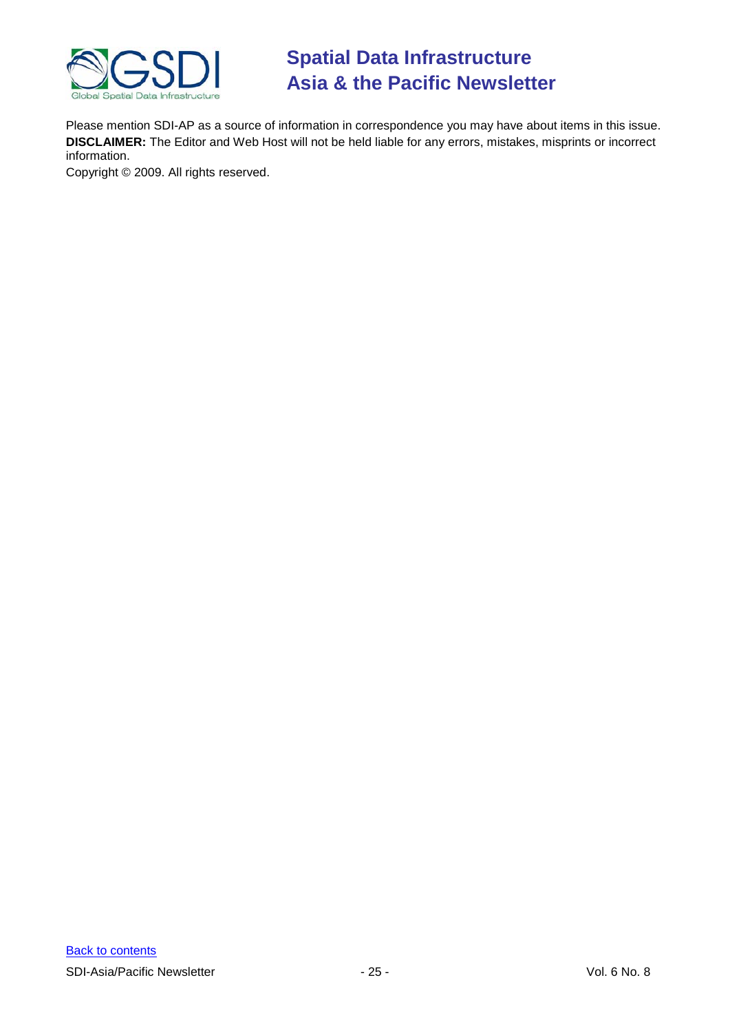Please mention SDI-AP as a source of information in correspondence you may have about items in this issue.
**DISCLAIMER:** The Editor and Web Host will not be held liable for any errors, mistakes, misprints or incorrect information.
Copyright © 2009. All rights reserved.

Back to contents